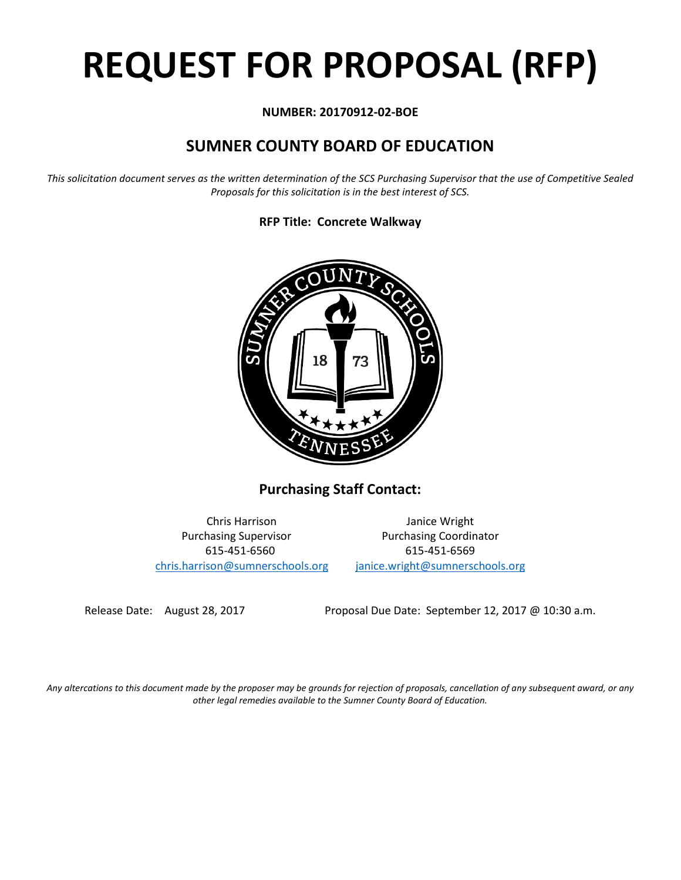# REQUEST FOR PROPOSAL (RFP)

**NUMBER: 20170912-02-BOE**

## SUMNER COUNTY BOARD OF EDUCATION

*This solicitation document serves as the written determination of the SCS Purchasing Supervisor that the use of Competitive Sealed Proposals for this solicitation is in the best interest of SCS.*

**RFP Title: Concrete Walkway**

### Purchasing Staff Contact:

Chris Harrison
Purchasing Supervisor
615-451-6560
chris.harrison@sumnerschools.org

Janice Wright
Purchasing Coordinator
615-451-6569
janice.wright@sumnerschools.org

Release Date: August 28, 2017

Proposal Due Date: September 12, 2017 @ 10:30 a.m.

*Any altercations to this document made by the proposer may be grounds for rejection of proposals, cancellation of any subsequent award, or any other legal remedies available to the Sumner County Board of Education.*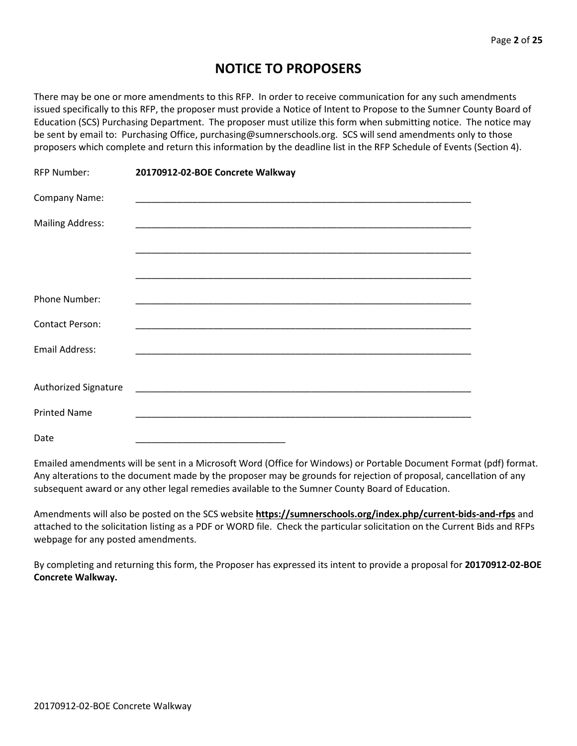# NOTICE TO PROPOSERS

There may be one or more amendments to this RFP. In order to receive communication for any such amendments issued specifically to this RFP, the proposer must provide a Notice of Intent to Propose to the Sumner County Board of Education (SCS) Purchasing Department. The proposer must utilize this form when submitting notice. The notice may be sent by email to: Purchasing Office, purchasing@sumnerschools.org. SCS will send amendments only to those proposers which complete and return this information by the deadline list in the RFP Schedule of Events (Section 4).

RFP Number: **20170912-02-BOE Concrete Walkway**

Company Name: ____________________________________________________________________

Mailing Address: ____________________________________________________________________

____________________________________________________________________

____________________________________________________________________

Phone Number: ____________________________________________________________________

Contact Person: ____________________________________________________________________

Email Address: ____________________________________________________________________

Authorized Signature ____________________________________________________________________

Printed Name ____________________________________________________________________

Date _____________________________

Emailed amendments will be sent in a Microsoft Word (Office for Windows) or Portable Document Format (pdf) format. Any alterations to the document made by the proposer may be grounds for rejection of proposal, cancellation of any subsequent award or any other legal remedies available to the Sumner County Board of Education.

Amendments will also be posted on the SCS website **https://sumnerschools.org/index.php/current-bids-and-rfps** and attached to the solicitation listing as a PDF or WORD file. Check the particular solicitation on the Current Bids and RFPs webpage for any posted amendments.

By completing and returning this form, the Proposer has expressed its intent to provide a proposal for **20170912-02-BOE Concrete Walkway.**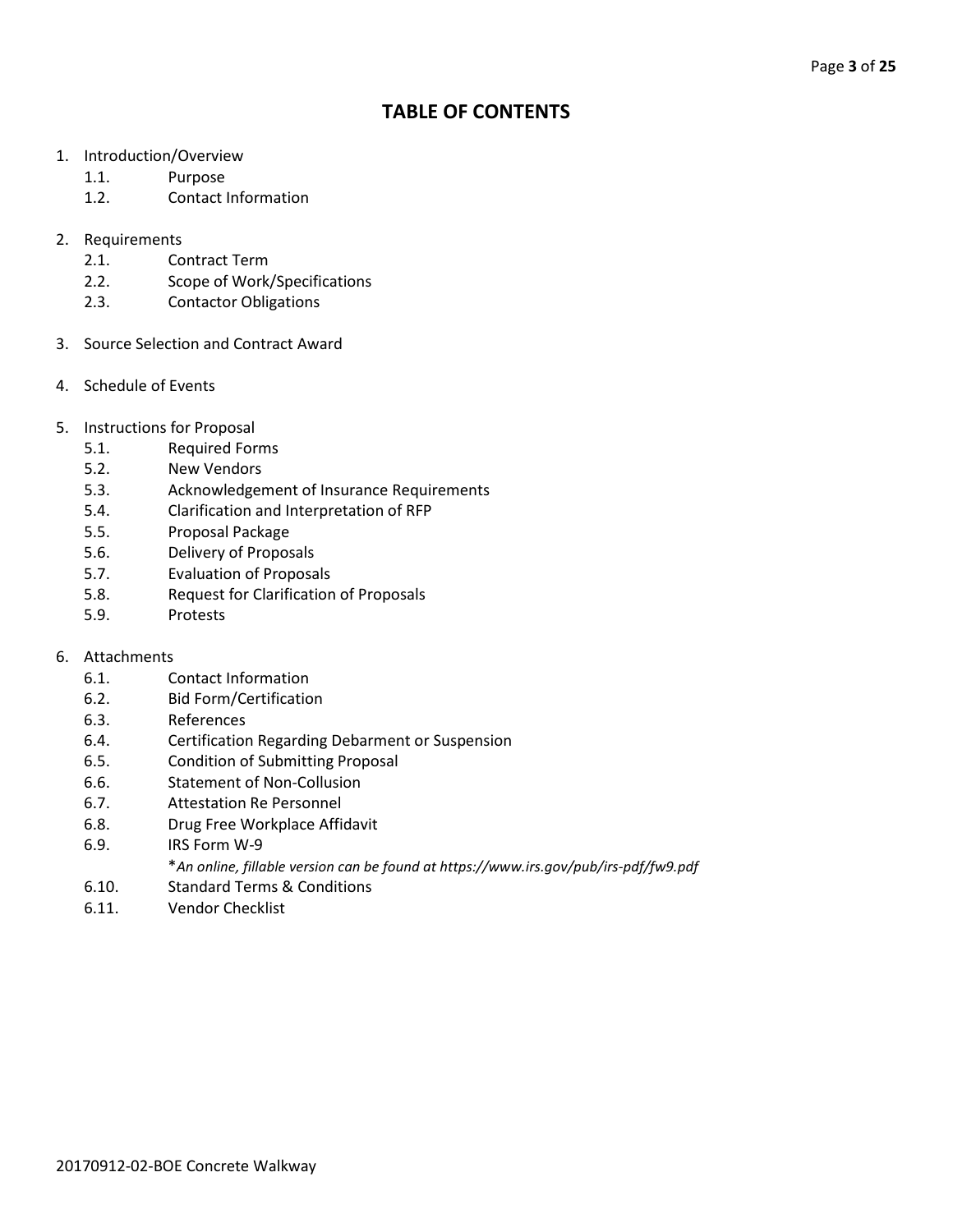# TABLE OF CONTENTS

1. Introduction/Overview
   - 1.1. Purpose
   - 1.2. Contact Information

2. Requirements
   - 2.1. Contract Term
   - 2.2. Scope of Work/Specifications
   - 2.3. Contactor Obligations

3. Source Selection and Contract Award

4. Schedule of Events

5. Instructions for Proposal
   - 5.1. Required Forms
   - 5.2. New Vendors
   - 5.3. Acknowledgement of Insurance Requirements
   - 5.4. Clarification and Interpretation of RFP
   - 5.5. Proposal Package
   - 5.6. Delivery of Proposals
   - 5.7. Evaluation of Proposals
   - 5.8. Request for Clarification of Proposals
   - 5.9. Protests

6. Attachments
   - 6.1. Contact Information
   - 6.2. Bid Form/Certification
   - 6.3. References
   - 6.4. Certification Regarding Debarment or Suspension
   - 6.5. Condition of Submitting Proposal
   - 6.6. Statement of Non-Collusion
   - 6.7. Attestation Re Personnel
   - 6.8. Drug Free Workplace Affidavit
   - 6.9. IRS Form W-9

     **An online, fillable version can be found at https://www.irs.gov/pub/irs-pdf/fw9.pdf*
   - 6.10. Standard Terms & Conditions
   - 6.11. Vendor Checklist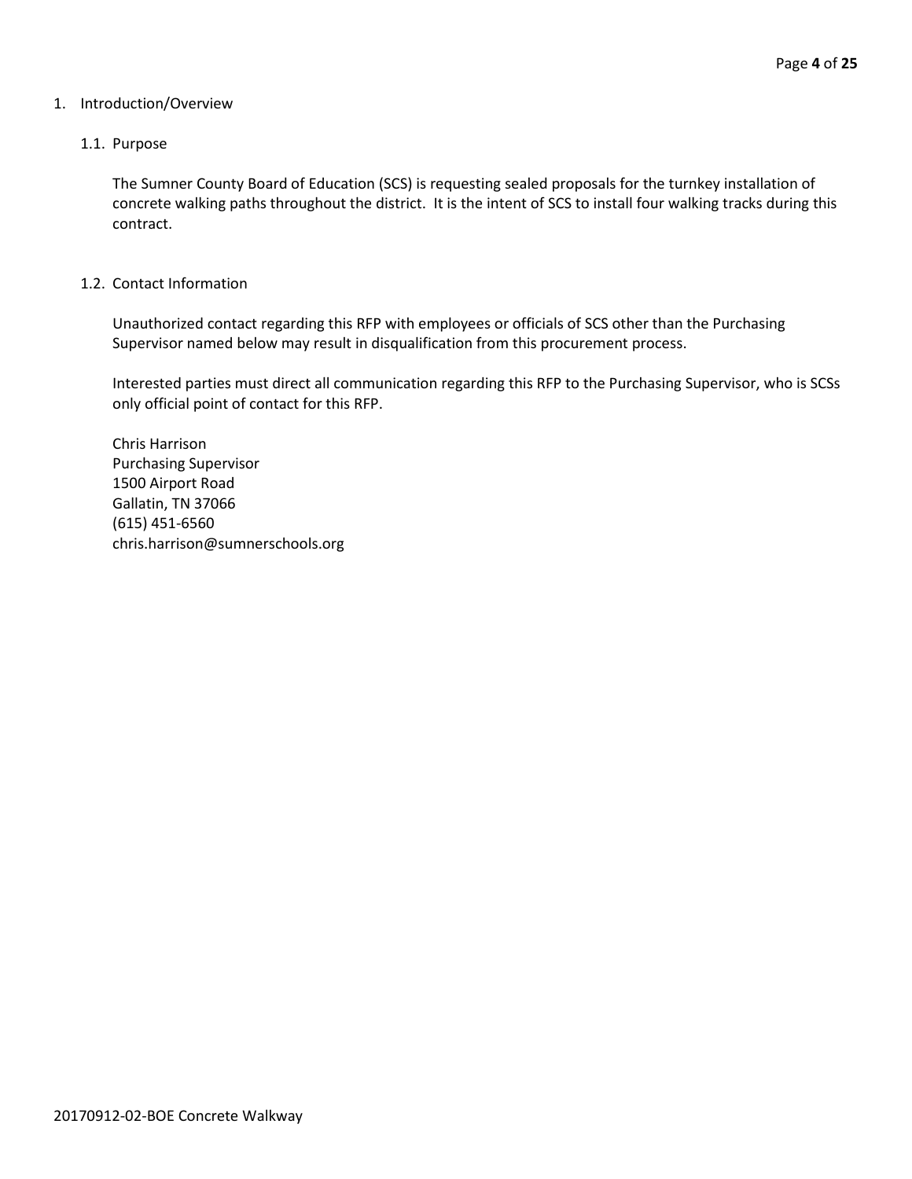# 1. Introduction/Overview

## 1.1. Purpose

The Sumner County Board of Education (SCS) is requesting sealed proposals for the turnkey installation of concrete walking paths throughout the district. It is the intent of SCS to install four walking tracks during this contract.

## 1.2. Contact Information

Unauthorized contact regarding this RFP with employees or officials of SCS other than the Purchasing Supervisor named below may result in disqualification from this procurement process.

Interested parties must direct all communication regarding this RFP to the Purchasing Supervisor, who is SCSs only official point of contact for this RFP.

Chris Harrison
Purchasing Supervisor
1500 Airport Road
Gallatin, TN 37066
(615) 451-6560
chris.harrison@sumnerschools.org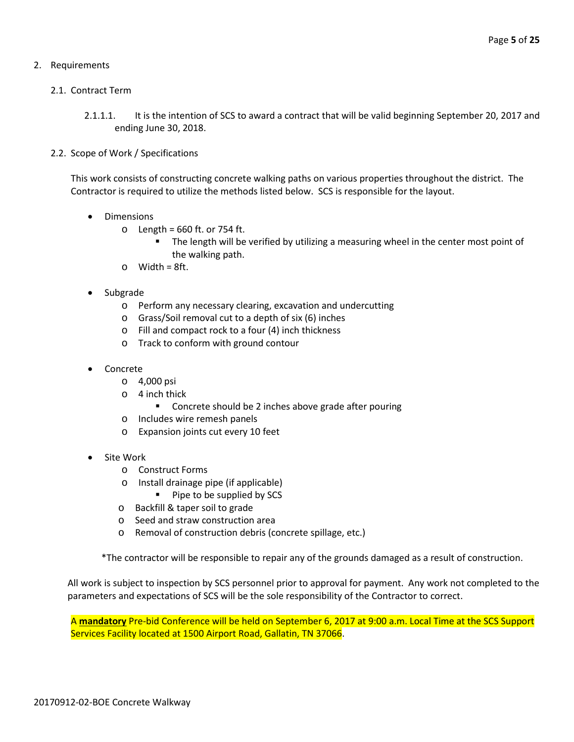## 2. Requirements

### 2.1. Contract Term

2.1.1.1. It is the intention of SCS to award a contract that will be valid beginning September 20, 2017 and ending June 30, 2018.

### 2.2. Scope of Work / Specifications

This work consists of constructing concrete walking paths on various properties throughout the district. The Contractor is required to utilize the methods listed below. SCS is responsible for the layout.

- Dimensions
  - Length = 660 ft. or 754 ft.
    - The length will be verified by utilizing a measuring wheel in the center most point of the walking path.
  - Width = 8ft.

- Subgrade
  - Perform any necessary clearing, excavation and undercutting
  - Grass/Soil removal cut to a depth of six (6) inches
  - Fill and compact rock to a four (4) inch thickness
  - Track to conform with ground contour

- Concrete
  - 4,000 psi
  - 4 inch thick
    - Concrete should be 2 inches above grade after pouring
  - Includes wire remesh panels
  - Expansion joints cut every 10 feet

- Site Work
  - Construct Forms
  - Install drainage pipe (if applicable)
    - Pipe to be supplied by SCS
  - Backfill & taper soil to grade
  - Seed and straw construction area
  - Removal of construction debris (concrete spillage, etc.)

*The contractor will be responsible to repair any of the grounds damaged as a result of construction.

All work is subject to inspection by SCS personnel prior to approval for payment. Any work not completed to the parameters and expectations of SCS will be the sole responsibility of the Contractor to correct.

A **mandatory** Pre-bid Conference will be held on September 6, 2017 at 9:00 a.m. Local Time at the SCS Support Services Facility located at 1500 Airport Road, Gallatin, TN 37066.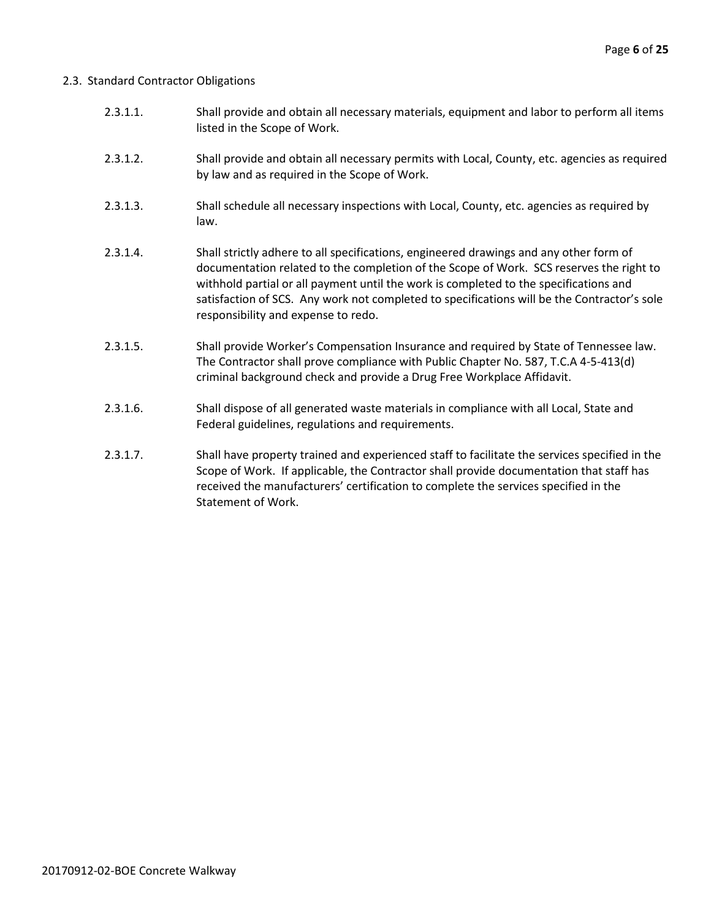2.3. Standard Contractor Obligations

2.3.1.1. Shall provide and obtain all necessary materials, equipment and labor to perform all items listed in the Scope of Work.

2.3.1.2. Shall provide and obtain all necessary permits with Local, County, etc. agencies as required by law and as required in the Scope of Work.

2.3.1.3. Shall schedule all necessary inspections with Local, County, etc. agencies as required by law.

2.3.1.4. Shall strictly adhere to all specifications, engineered drawings and any other form of documentation related to the completion of the Scope of Work. SCS reserves the right to withhold partial or all payment until the work is completed to the specifications and satisfaction of SCS. Any work not completed to specifications will be the Contractor's sole responsibility and expense to redo.

2.3.1.5. Shall provide Worker's Compensation Insurance and required by State of Tennessee law. The Contractor shall prove compliance with Public Chapter No. 587, T.C.A 4-5-413(d) criminal background check and provide a Drug Free Workplace Affidavit.

2.3.1.6. Shall dispose of all generated waste materials in compliance with all Local, State and Federal guidelines, regulations and requirements.

2.3.1.7. Shall have property trained and experienced staff to facilitate the services specified in the Scope of Work. If applicable, the Contractor shall provide documentation that staff has received the manufacturers' certification to complete the services specified in the Statement of Work.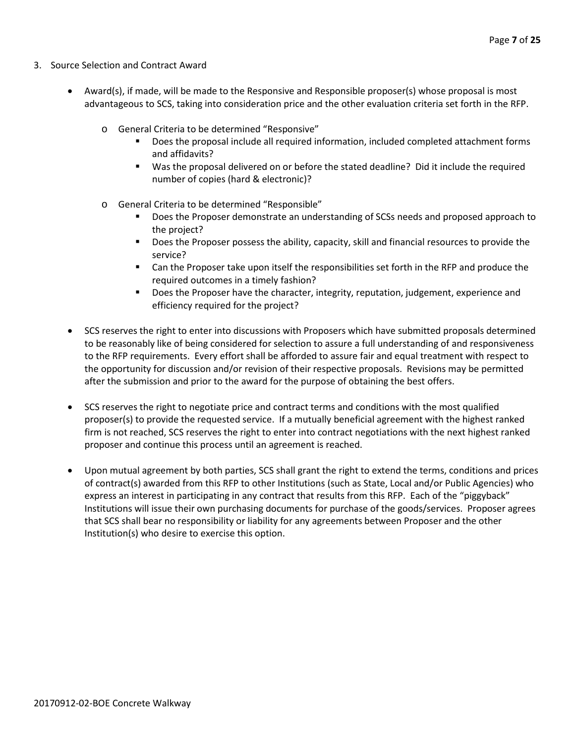3. Source Selection and Contract Award

- Award(s), if made, will be made to the Responsive and Responsible proposer(s) whose proposal is most advantageous to SCS, taking into consideration price and the other evaluation criteria set forth in the RFP.
    - General Criteria to be determined "Responsive"
        - Does the proposal include all required information, included completed attachment forms and affidavits?
        - Was the proposal delivered on or before the stated deadline? Did it include the required number of copies (hard & electronic)?
    - General Criteria to be determined "Responsible"
        - Does the Proposer demonstrate an understanding of SCSs needs and proposed approach to the project?
        - Does the Proposer possess the ability, capacity, skill and financial resources to provide the service?
        - Can the Proposer take upon itself the responsibilities set forth in the RFP and produce the required outcomes in a timely fashion?
        - Does the Proposer have the character, integrity, reputation, judgement, experience and efficiency required for the project?

- SCS reserves the right to enter into discussions with Proposers which have submitted proposals determined to be reasonably like of being considered for selection to assure a full understanding of and responsiveness to the RFP requirements. Every effort shall be afforded to assure fair and equal treatment with respect to the opportunity for discussion and/or revision of their respective proposals. Revisions may be permitted after the submission and prior to the award for the purpose of obtaining the best offers.

- SCS reserves the right to negotiate price and contract terms and conditions with the most qualified proposer(s) to provide the requested service. If a mutually beneficial agreement with the highest ranked firm is not reached, SCS reserves the right to enter into contract negotiations with the next highest ranked proposer and continue this process until an agreement is reached.

- Upon mutual agreement by both parties, SCS shall grant the right to extend the terms, conditions and prices of contract(s) awarded from this RFP to other Institutions (such as State, Local and/or Public Agencies) who express an interest in participating in any contract that results from this RFP. Each of the "piggyback" Institutions will issue their own purchasing documents for purchase of the goods/services. Proposer agrees that SCS shall bear no responsibility or liability for any agreements between Proposer and the other Institution(s) who desire to exercise this option.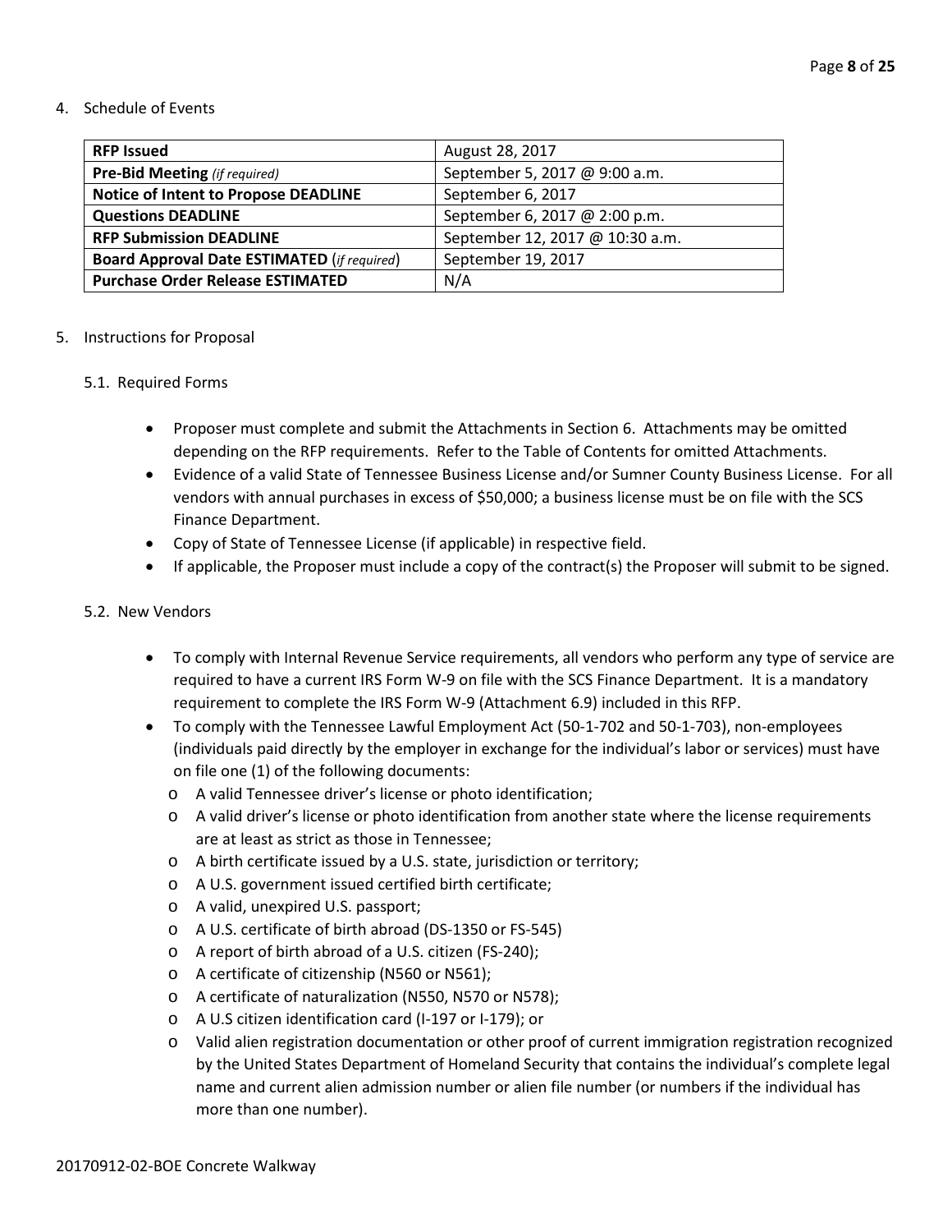4. Schedule of Events

| **RFP Issued** | August 28, 2017 |
|---|---|
| **Pre-Bid Meeting** *(if required)* | September 5, 2017 @ 9:00 a.m. |
| **Notice of Intent to Propose DEADLINE** | September 6, 2017 |
| **Questions DEADLINE** | September 6, 2017 @ 2:00 p.m. |
| **RFP Submission DEADLINE** | September 12, 2017 @ 10:30 a.m. |
| **Board Approval Date ESTIMATED** (*if required*) | September 19, 2017 |
| **Purchase Order Release ESTIMATED** | N/A |

5. Instructions for Proposal

5.1. Required Forms

- Proposer must complete and submit the Attachments in Section 6. Attachments may be omitted depending on the RFP requirements. Refer to the Table of Contents for omitted Attachments.
- Evidence of a valid State of Tennessee Business License and/or Sumner County Business License. For all vendors with annual purchases in excess of $50,000; a business license must be on file with the SCS Finance Department.
- Copy of State of Tennessee License (if applicable) in respective field.
- If applicable, the Proposer must include a copy of the contract(s) the Proposer will submit to be signed.

5.2. New Vendors

- To comply with Internal Revenue Service requirements, all vendors who perform any type of service are required to have a current IRS Form W-9 on file with the SCS Finance Department. It is a mandatory requirement to complete the IRS Form W-9 (Attachment 6.9) included in this RFP.
- To comply with the Tennessee Lawful Employment Act (50-1-702 and 50-1-703), non-employees (individuals paid directly by the employer in exchange for the individual's labor or services) must have on file one (1) of the following documents:
  - A valid Tennessee driver's license or photo identification;
  - A valid driver's license or photo identification from another state where the license requirements are at least as strict as those in Tennessee;
  - A birth certificate issued by a U.S. state, jurisdiction or territory;
  - A U.S. government issued certified birth certificate;
  - A valid, unexpired U.S. passport;
  - A U.S. certificate of birth abroad (DS-1350 or FS-545)
  - A report of birth abroad of a U.S. citizen (FS-240);
  - A certificate of citizenship (N560 or N561);
  - A certificate of naturalization (N550, N570 or N578);
  - A U.S citizen identification card (I-197 or I-179); or
  - Valid alien registration documentation or other proof of current immigration registration recognized by the United States Department of Homeland Security that contains the individual's complete legal name and current alien admission number or alien file number (or numbers if the individual has more than one number).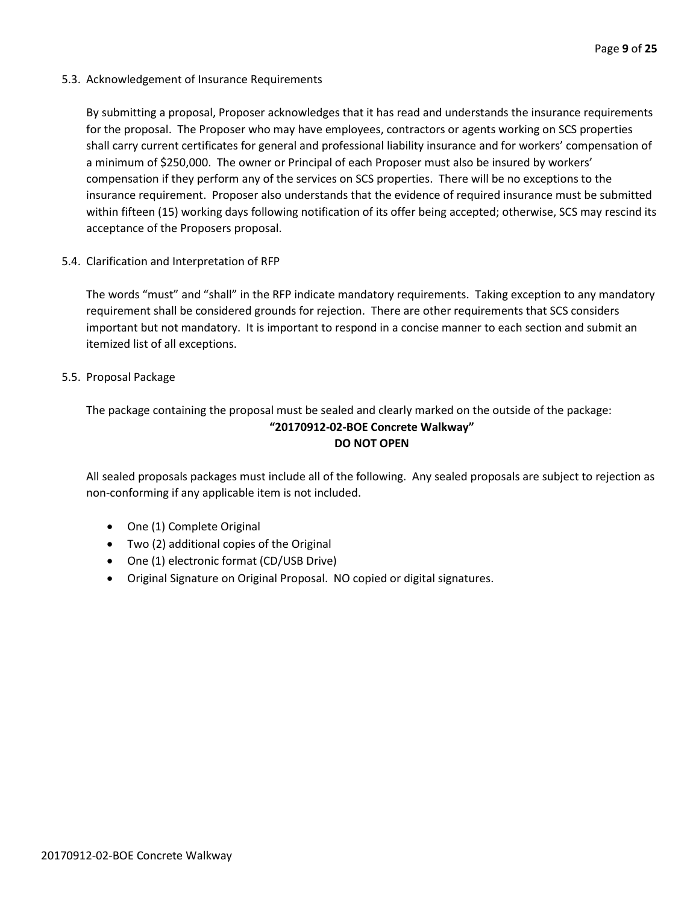### 5.3. Acknowledgement of Insurance Requirements

By submitting a proposal, Proposer acknowledges that it has read and understands the insurance requirements for the proposal. The Proposer who may have employees, contractors or agents working on SCS properties shall carry current certificates for general and professional liability insurance and for workers' compensation of a minimum of $250,000. The owner or Principal of each Proposer must also be insured by workers' compensation if they perform any of the services on SCS properties. There will be no exceptions to the insurance requirement. Proposer also understands that the evidence of required insurance must be submitted within fifteen (15) working days following notification of its offer being accepted; otherwise, SCS may rescind its acceptance of the Proposers proposal.

### 5.4. Clarification and Interpretation of RFP

The words "must" and "shall" in the RFP indicate mandatory requirements. Taking exception to any mandatory requirement shall be considered grounds for rejection. There are other requirements that SCS considers important but not mandatory. It is important to respond in a concise manner to each section and submit an itemized list of all exceptions.

### 5.5. Proposal Package

The package containing the proposal must be sealed and clearly marked on the outside of the package:

**"20170912-02-BOE Concrete Walkway"**
**DO NOT OPEN**

All sealed proposals packages must include all of the following. Any sealed proposals are subject to rejection as non-conforming if any applicable item is not included.

- One (1) Complete Original
- Two (2) additional copies of the Original
- One (1) electronic format (CD/USB Drive)
- Original Signature on Original Proposal. NO copied or digital signatures.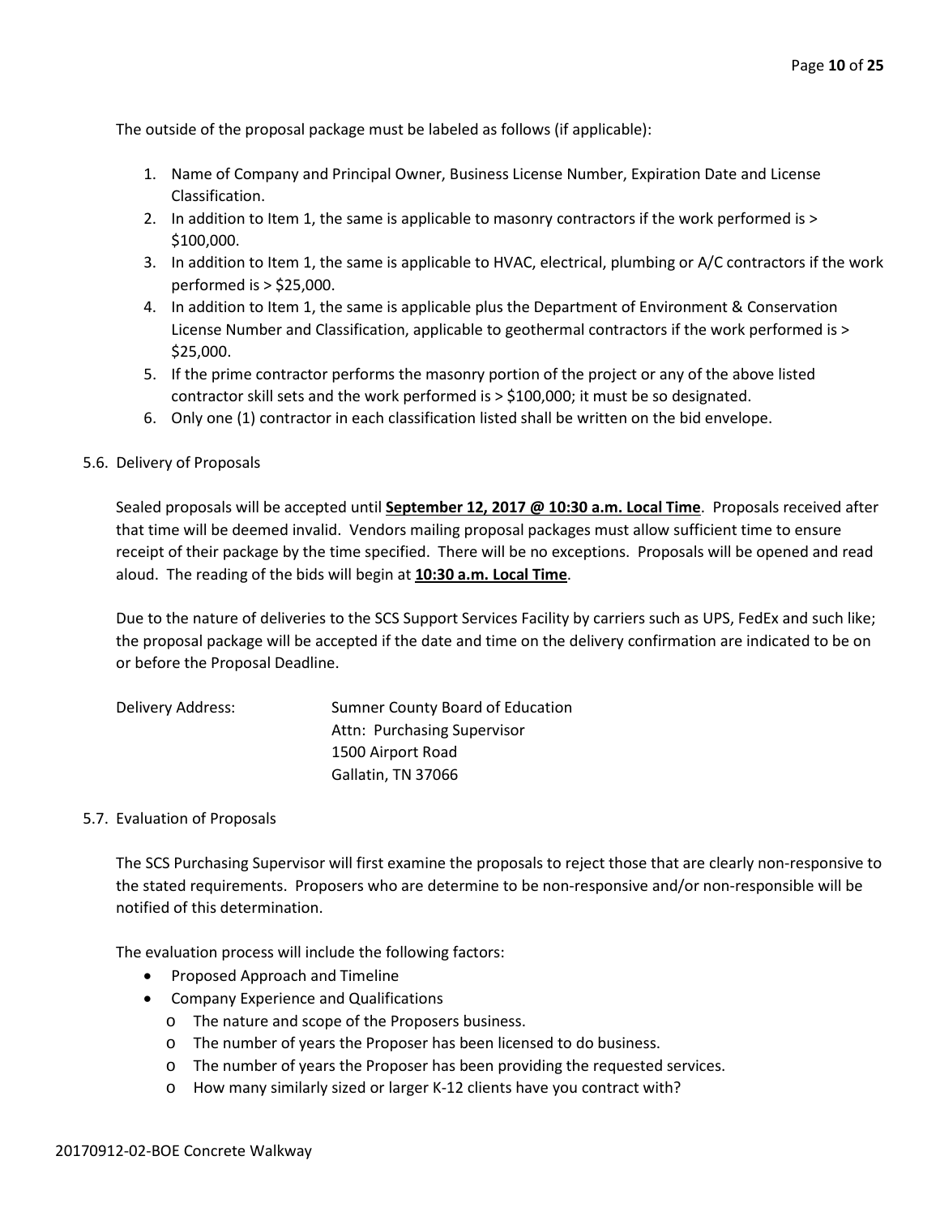The outside of the proposal package must be labeled as follows (if applicable):

1. Name of Company and Principal Owner, Business License Number, Expiration Date and License Classification.
2. In addition to Item 1, the same is applicable to masonry contractors if the work performed is > $100,000.
3. In addition to Item 1, the same is applicable to HVAC, electrical, plumbing or A/C contractors if the work performed is > $25,000.
4. In addition to Item 1, the same is applicable plus the Department of Environment & Conservation License Number and Classification, applicable to geothermal contractors if the work performed is > $25,000.
5. If the prime contractor performs the masonry portion of the project or any of the above listed contractor skill sets and the work performed is > $100,000; it must be so designated.
6. Only one (1) contractor in each classification listed shall be written on the bid envelope.

5.6. Delivery of Proposals

Sealed proposals will be accepted until **September 12, 2017 @ 10:30 a.m. Local Time**. Proposals received after that time will be deemed invalid. Vendors mailing proposal packages must allow sufficient time to ensure receipt of their package by the time specified. There will be no exceptions. Proposals will be opened and read aloud. The reading of the bids will begin at **10:30 a.m. Local Time**.

Due to the nature of deliveries to the SCS Support Services Facility by carriers such as UPS, FedEx and such like; the proposal package will be accepted if the date and time on the delivery confirmation are indicated to be on or before the Proposal Deadline.

Delivery Address:

Sumner County Board of Education
Attn: Purchasing Supervisor
1500 Airport Road
Gallatin, TN 37066

5.7. Evaluation of Proposals

The SCS Purchasing Supervisor will first examine the proposals to reject those that are clearly non-responsive to the stated requirements. Proposers who are determine to be non-responsive and/or non-responsible will be notified of this determination.

The evaluation process will include the following factors:

- Proposed Approach and Timeline
- Company Experience and Qualifications
  - The nature and scope of the Proposers business.
  - The number of years the Proposer has been licensed to do business.
  - The number of years the Proposer has been providing the requested services.
  - How many similarly sized or larger K-12 clients have you contract with?

20170912-02-BOE Concrete Walkway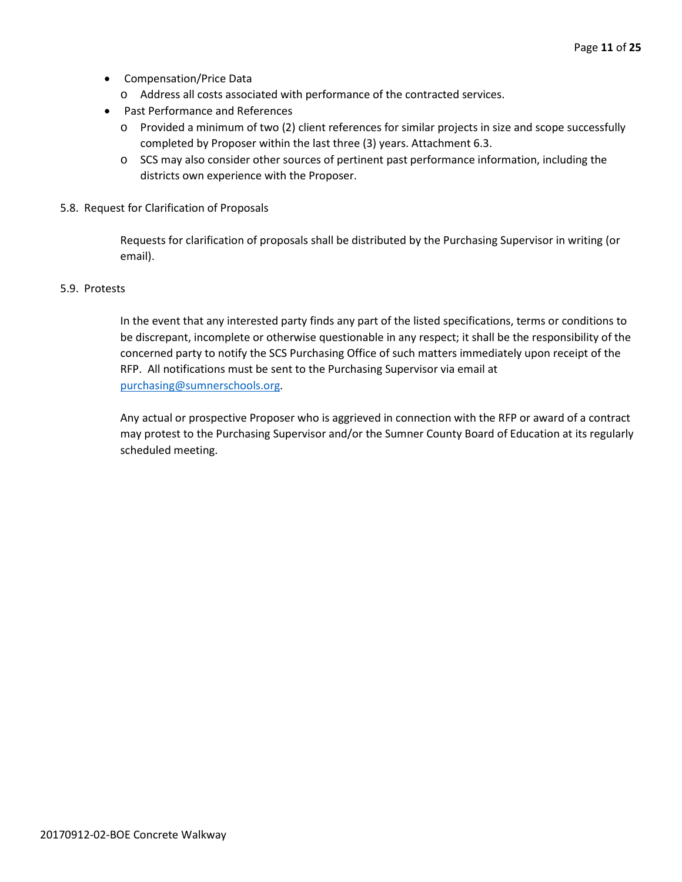- Compensation/Price Data
  - Address all costs associated with performance of the contracted services.
- Past Performance and References
  - Provided a minimum of two (2) client references for similar projects in size and scope successfully completed by Proposer within the last three (3) years. Attachment 6.3.
  - SCS may also consider other sources of pertinent past performance information, including the districts own experience with the Proposer.

5.8. Request for Clarification of Proposals

Requests for clarification of proposals shall be distributed by the Purchasing Supervisor in writing (or email).

5.9. Protests

In the event that any interested party finds any part of the listed specifications, terms or conditions to be discrepant, incomplete or otherwise questionable in any respect; it shall be the responsibility of the concerned party to notify the SCS Purchasing Office of such matters immediately upon receipt of the RFP. All notifications must be sent to the Purchasing Supervisor via email at [purchasing@sumnerschools.org](mailto:purchasing@sumnerschools.org).

Any actual or prospective Proposer who is aggrieved in connection with the RFP or award of a contract may protest to the Purchasing Supervisor and/or the Sumner County Board of Education at its regularly scheduled meeting.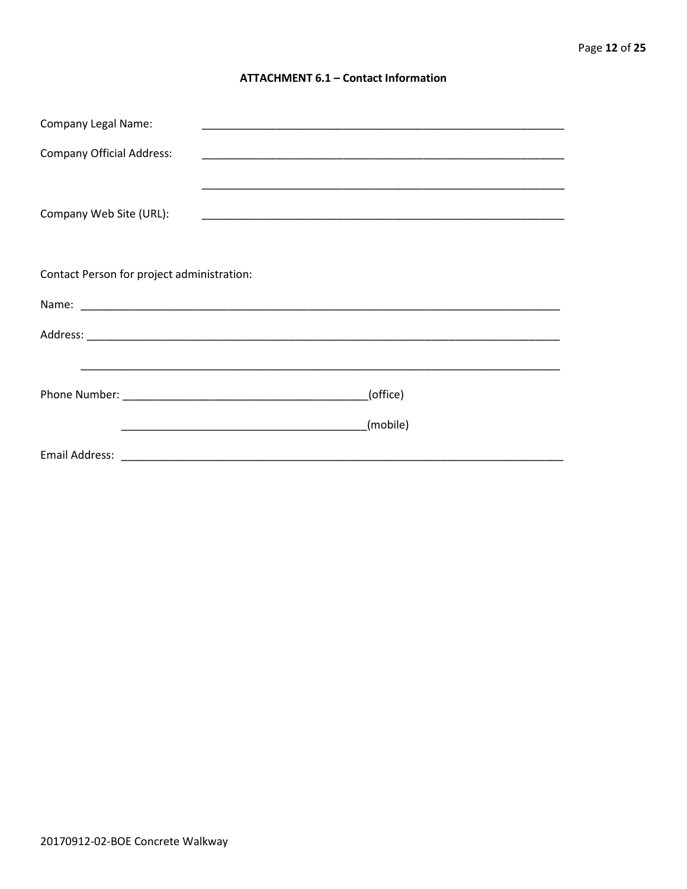## ATTACHMENT 6.1 – Contact Information

Company Legal Name: ____________________________________________________________

Company Official Address: ____________________________________________________________

____________________________________________________________

Company Web Site (URL): ____________________________________________________________

Contact Person for project administration:

Name: ________________________________________________________________________________

Address: ______________________________________________________________________________

______________________________________________________________________________

Phone Number: ________________________________________(office)

________________________________________(mobile)

Email Address: ___________________________________________________________________________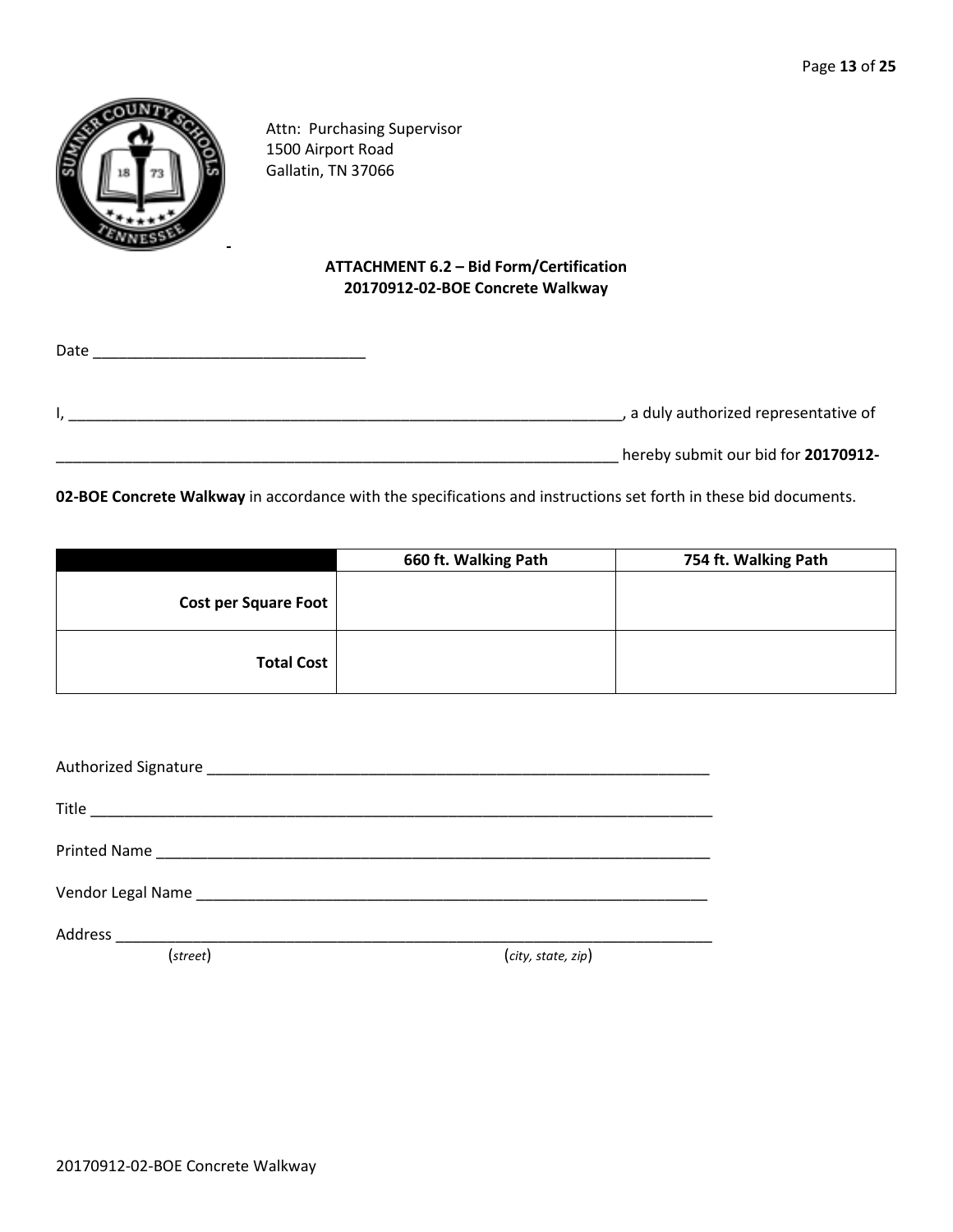Attn: Purchasing Supervisor
1500 Airport Road
Gallatin, TN 37066

-

**ATTACHMENT 6.2 – Bid Form/Certification**
**20170912-02-BOE Concrete Walkway**

Date ________________________________

I, ____________________________________________________________________, a duly authorized representative of

_____________________________________________________________________ hereby submit our bid for **20170912-02-BOE Concrete Walkway** in accordance with the specifications and instructions set forth in these bid documents.

| | 660 ft. Walking Path | 754 ft. Walking Path |
|---|---|---|
| **Cost per Square Foot** | | |
| **Total Cost** | | |

Authorized Signature ______________________________________________________________

Title __________________________________________________________________________

Printed Name ____________________________________________________________________

Vendor Legal Name _______________________________________________________________

Address ________________________________________________________________________
(*street*) (*city, state, zip*)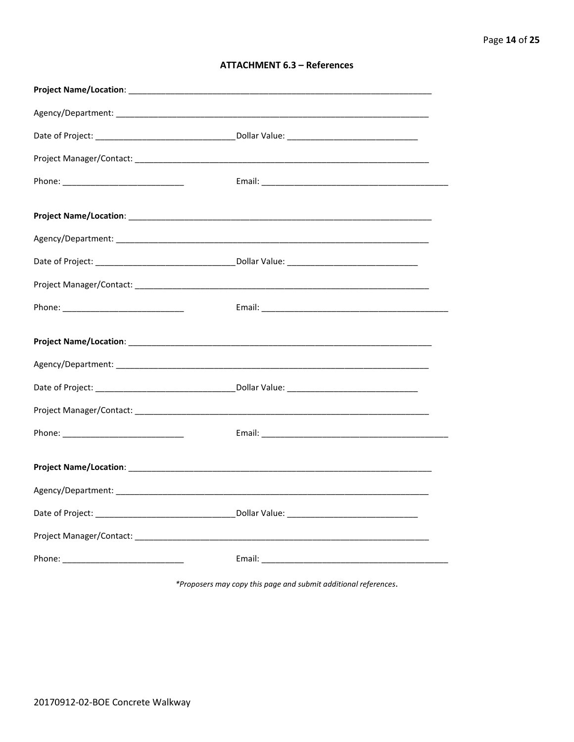## ATTACHMENT 6.3 – References

**Project Name/Location**: ___________________________________________________________________

Agency/Department: ___________________________________________________________________

Date of Project: ______________________________ Dollar Value: ____________________________

Project Manager/Contact: _______________________________________________________________

Phone: __________________________ Email: ________________________________________

**Project Name/Location**: ___________________________________________________________________

Agency/Department: ___________________________________________________________________

Date of Project: ______________________________ Dollar Value: ____________________________

Project Manager/Contact: _______________________________________________________________

Phone: __________________________ Email: ________________________________________

**Project Name/Location**: ___________________________________________________________________

Agency/Department: ___________________________________________________________________

Date of Project: ______________________________ Dollar Value: ____________________________

Project Manager/Contact: _______________________________________________________________

Phone: __________________________ Email: ________________________________________

**Project Name/Location**: ___________________________________________________________________

Agency/Department: ___________________________________________________________________

Date of Project: ______________________________ Dollar Value: ____________________________

Project Manager/Contact: _______________________________________________________________

Phone: __________________________ Email: ________________________________________

*\*Proposers may copy this page and submit additional references.*

20170912-02-BOE Concrete Walkway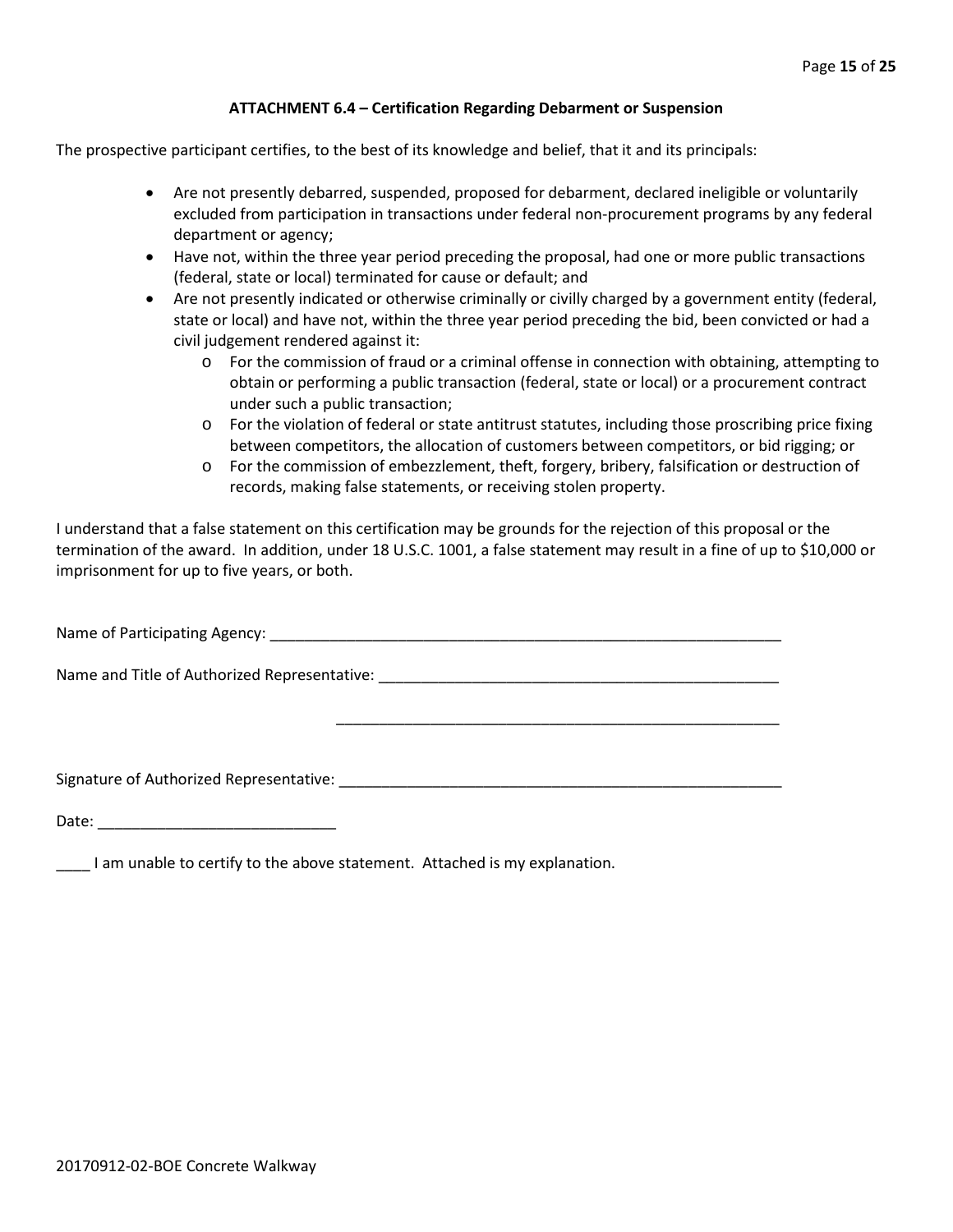### ATTACHMENT 6.4 – Certification Regarding Debarment or Suspension

The prospective participant certifies, to the best of its knowledge and belief, that it and its principals:

- Are not presently debarred, suspended, proposed for debarment, declared ineligible or voluntarily excluded from participation in transactions under federal non-procurement programs by any federal department or agency;
- Have not, within the three year period preceding the proposal, had one or more public transactions (federal, state or local) terminated for cause or default; and
- Are not presently indicated or otherwise criminally or civilly charged by a government entity (federal, state or local) and have not, within the three year period preceding the bid, been convicted or had a civil judgement rendered against it:
  - For the commission of fraud or a criminal offense in connection with obtaining, attempting to obtain or performing a public transaction (federal, state or local) or a procurement contract under such a public transaction;
  - For the violation of federal or state antitrust statutes, including those proscribing price fixing between competitors, the allocation of customers between competitors, or bid rigging; or
  - For the commission of embezzlement, theft, forgery, bribery, falsification or destruction of records, making false statements, or receiving stolen property.

I understand that a false statement on this certification may be grounds for the rejection of this proposal or the termination of the award. In addition, under 18 U.S.C. 1001, a false statement may result in a fine of up to $10,000 or imprisonment for up to five years, or both.

Name of Participating Agency: ____________________________________________________________

Name and Title of Authorized Representative: ______________________________________________

______________________________________________

Signature of Authorized Representative: __________________________________________________

Date: ___________________________

____ I am unable to certify to the above statement. Attached is my explanation.

20170912-02-BOE Concrete Walkway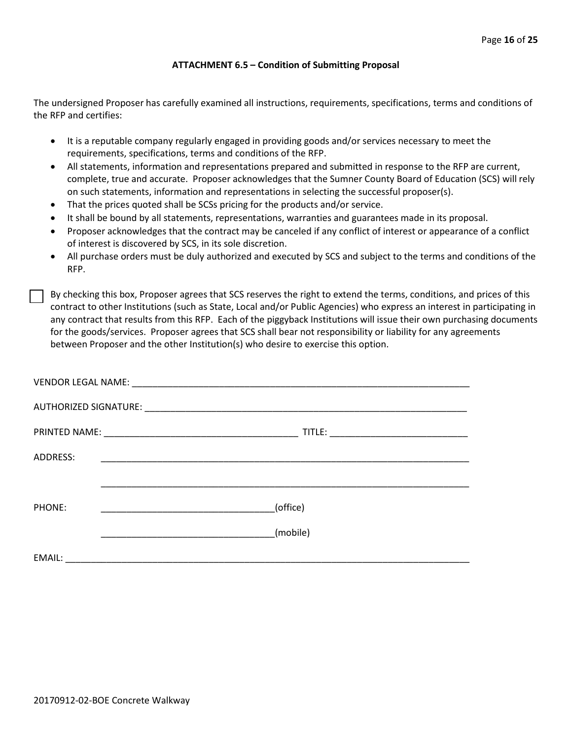### ATTACHMENT 6.5 – Condition of Submitting Proposal

The undersigned Proposer has carefully examined all instructions, requirements, specifications, terms and conditions of the RFP and certifies:

- It is a reputable company regularly engaged in providing goods and/or services necessary to meet the requirements, specifications, terms and conditions of the RFP.
- All statements, information and representations prepared and submitted in response to the RFP are current, complete, true and accurate. Proposer acknowledges that the Sumner County Board of Education (SCS) will rely on such statements, information and representations in selecting the successful proposer(s).
- That the prices quoted shall be SCSs pricing for the products and/or service.
- It shall be bound by all statements, representations, warranties and guarantees made in its proposal.
- Proposer acknowledges that the contract may be canceled if any conflict of interest or appearance of a conflict of interest is discovered by SCS, in its sole discretion.
- All purchase orders must be duly authorized and executed by SCS and subject to the terms and conditions of the RFP.

☐ By checking this box, Proposer agrees that SCS reserves the right to extend the terms, conditions, and prices of this contract to other Institutions (such as State, Local and/or Public Agencies) who express an interest in participating in any contract that results from this RFP. Each of the piggyback Institutions will issue their own purchasing documents for the goods/services. Proposer agrees that SCS shall bear not responsibility or liability for any agreements between Proposer and the other Institution(s) who desire to exercise this option.

VENDOR LEGAL NAME: ___________________________________________________________________

AUTHORIZED SIGNATURE: _______________________________________________________________

PRINTED NAME: ______________________________________ TITLE: ___________________________

ADDRESS: _________________________________________________________________________

_________________________________________________________________________

PHONE: __________________________________(office)

__________________________________(mobile)

EMAIL: ________________________________________________________________________________

20170912-02-BOE Concrete Walkway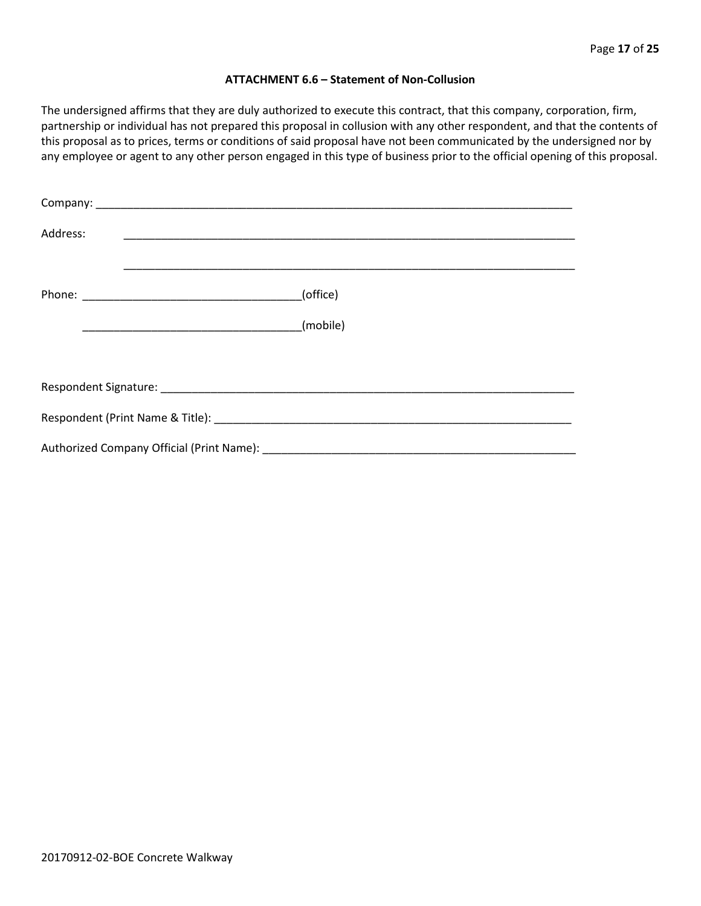### ATTACHMENT 6.6 – Statement of Non-Collusion

The undersigned affirms that they are duly authorized to execute this contract, that this company, corporation, firm, partnership or individual has not prepared this proposal in collusion with any other respondent, and that the contents of this proposal as to prices, terms or conditions of said proposal have not been communicated by the undersigned nor by any employee or agent to any other person engaged in this type of business prior to the official opening of this proposal.

Company: ___________________________________________________________________________

Address: ___________________________________________________________________________

___________________________________________________________________________

Phone: ___________________________________(office)

___________________________________(mobile)

Respondent Signature: __________________________________________________________________

Respondent (Print Name & Title): ___________________________________________________________

Authorized Company Official (Print Name): ____________________________________________________

20170912-02-BOE Concrete Walkway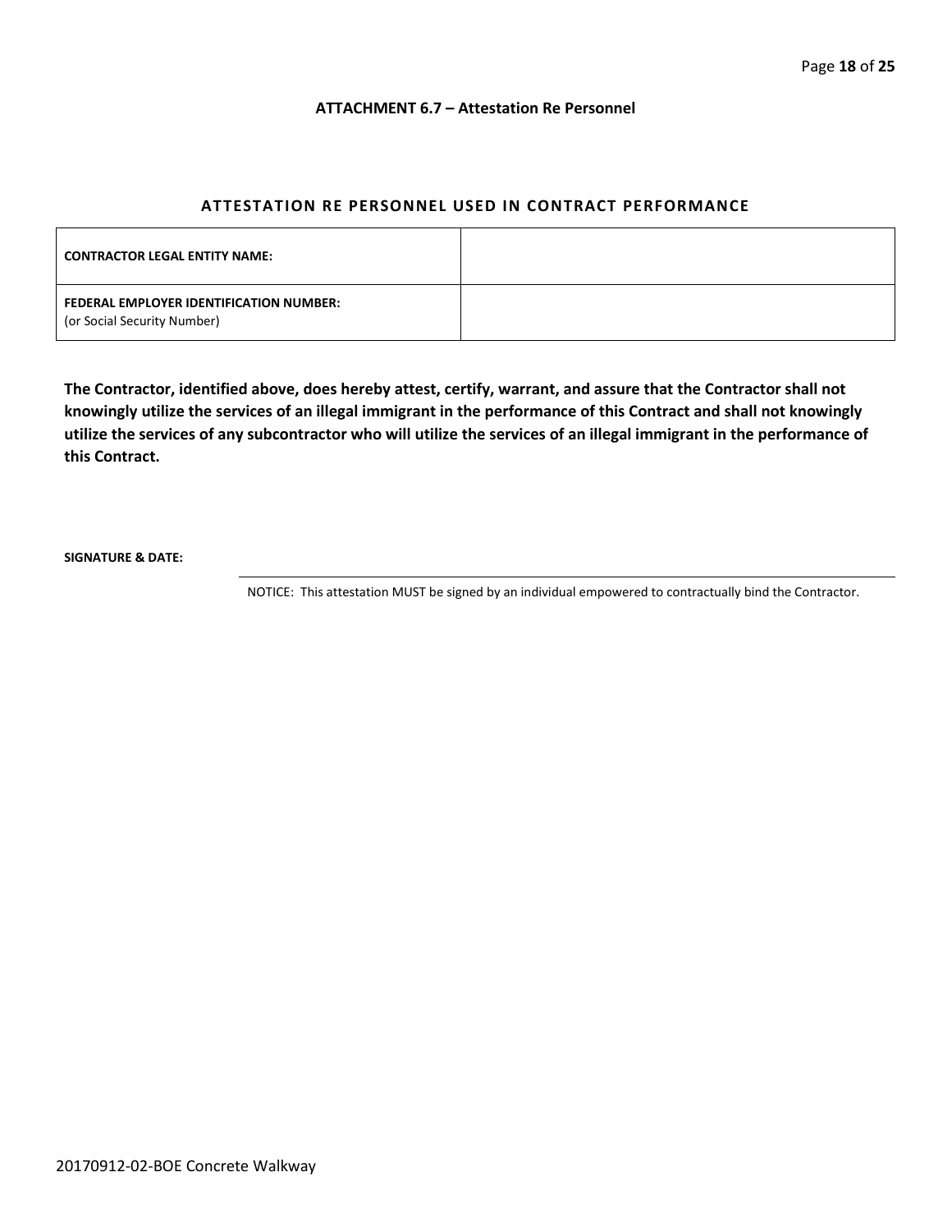### ATTACHMENT 6.7 – Attestation Re Personnel

## ATTESTATION RE PERSONNEL USED IN CONTRACT PERFORMANCE

| **CONTRACTOR LEGAL ENTITY NAME:** | |
|---|---|
| **FEDERAL EMPLOYER IDENTIFICATION NUMBER:** (or Social Security Number) | |

**The Contractor, identified above, does hereby attest, certify, warrant, and assure that the Contractor shall not knowingly utilize the services of an illegal immigrant in the performance of this Contract and shall not knowingly utilize the services of any subcontractor who will utilize the services of an illegal immigrant in the performance of this Contract.**

**SIGNATURE & DATE:**

NOTICE: This attestation MUST be signed by an individual empowered to contractually bind the Contractor.

20170912-02-BOE Concrete Walkway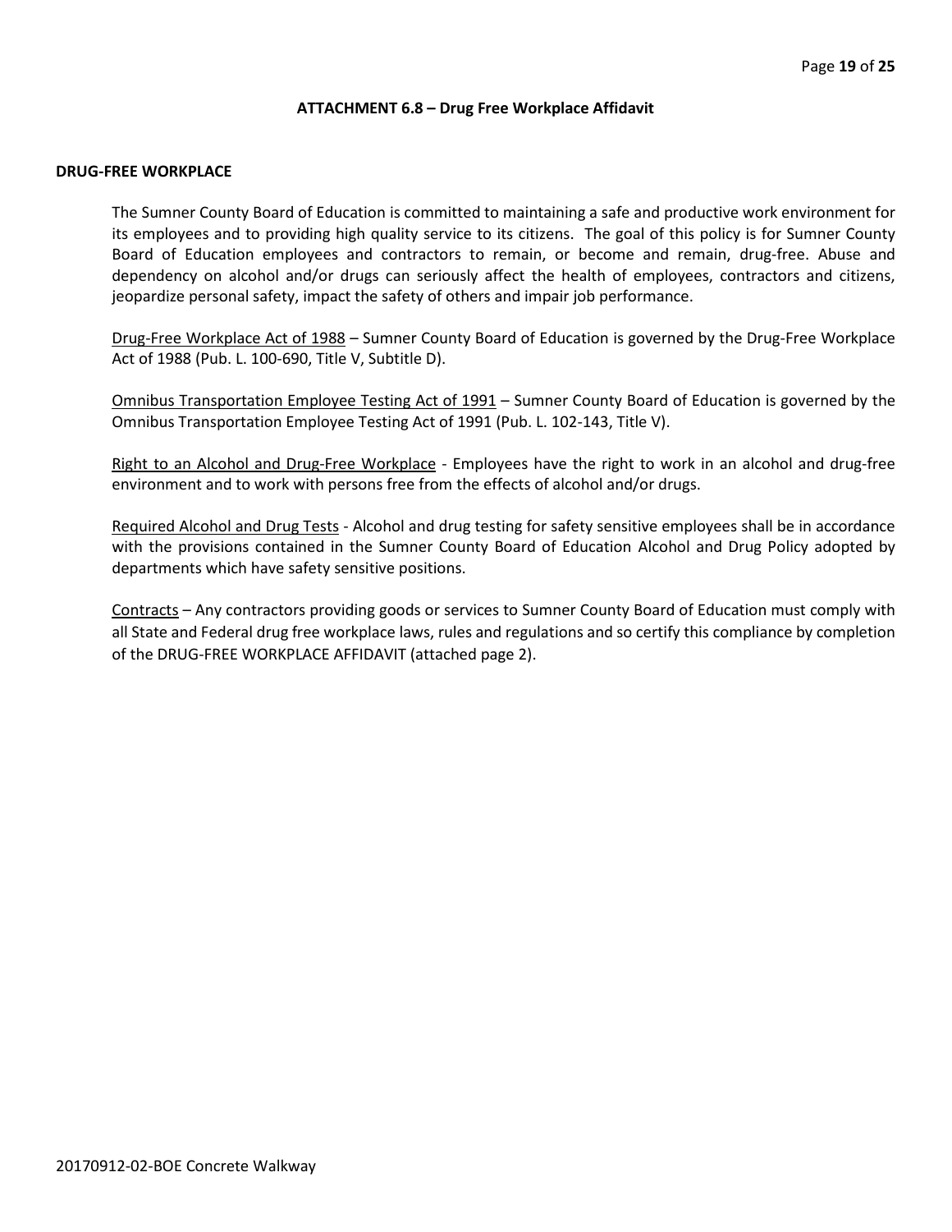### ATTACHMENT 6.8 – Drug Free Workplace Affidavit

**DRUG-FREE WORKPLACE**

The Sumner County Board of Education is committed to maintaining a safe and productive work environment for its employees and to providing high quality service to its citizens. The goal of this policy is for Sumner County Board of Education employees and contractors to remain, or become and remain, drug-free. Abuse and dependency on alcohol and/or drugs can seriously affect the health of employees, contractors and citizens, jeopardize personal safety, impact the safety of others and impair job performance.

Drug-Free Workplace Act of 1988 – Sumner County Board of Education is governed by the Drug-Free Workplace Act of 1988 (Pub. L. 100-690, Title V, Subtitle D).

Omnibus Transportation Employee Testing Act of 1991 – Sumner County Board of Education is governed by the Omnibus Transportation Employee Testing Act of 1991 (Pub. L. 102-143, Title V).

Right to an Alcohol and Drug-Free Workplace - Employees have the right to work in an alcohol and drug-free environment and to work with persons free from the effects of alcohol and/or drugs.

Required Alcohol and Drug Tests - Alcohol and drug testing for safety sensitive employees shall be in accordance with the provisions contained in the Sumner County Board of Education Alcohol and Drug Policy adopted by departments which have safety sensitive positions.

Contracts – Any contractors providing goods or services to Sumner County Board of Education must comply with all State and Federal drug free workplace laws, rules and regulations and so certify this compliance by completion of the DRUG-FREE WORKPLACE AFFIDAVIT (attached page 2).

20170912-02-BOE Concrete Walkway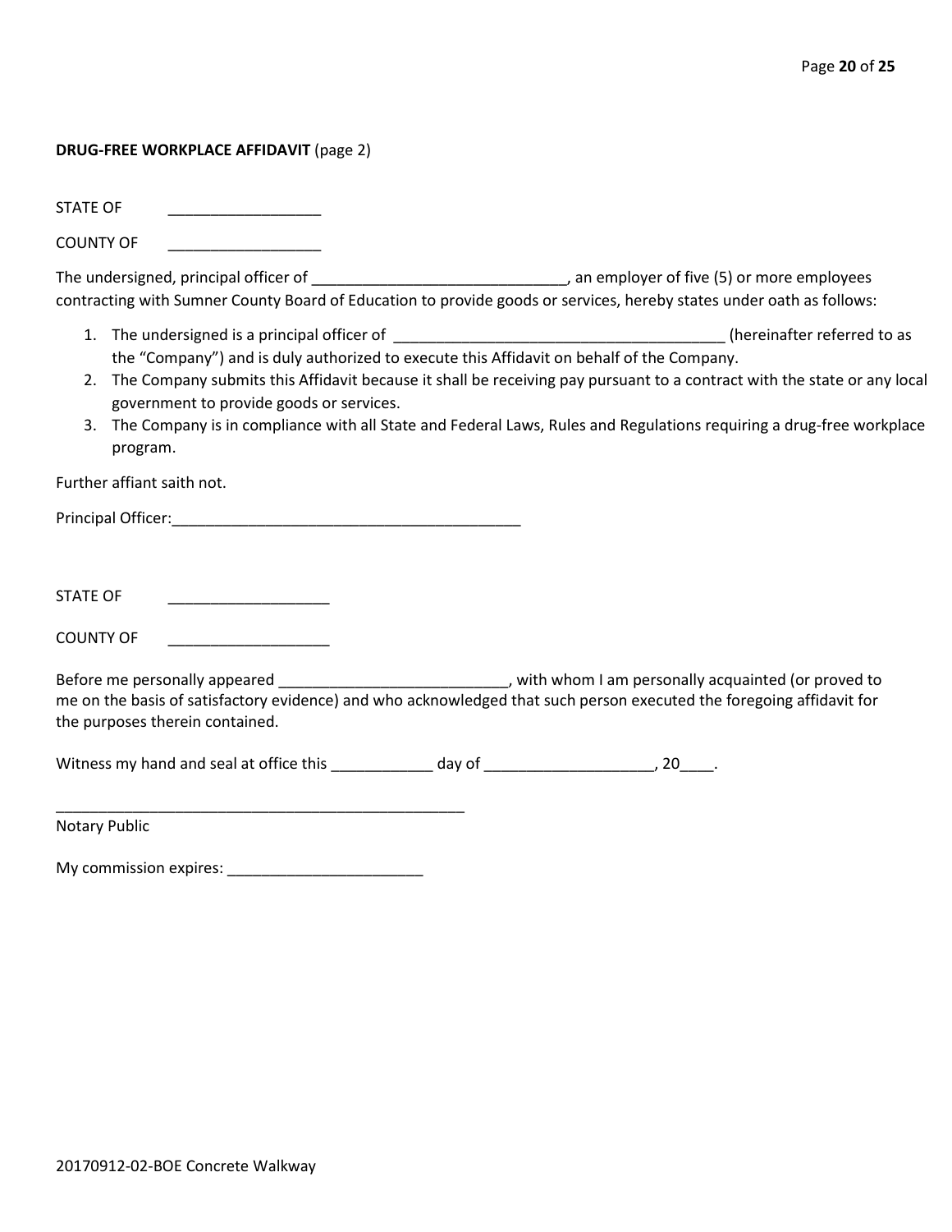**DRUG-FREE WORKPLACE AFFIDAVIT** (page 2)

STATE OF ________________

COUNTY OF ________________

The undersigned, principal officer of ____________________________, an employer of five (5) or more employees contracting with Sumner County Board of Education to provide goods or services, hereby states under oath as follows:

1. The undersigned is a principal officer of ____________________________________ (hereinafter referred to as the "Company") and is duly authorized to execute this Affidavit on behalf of the Company.
2. The Company submits this Affidavit because it shall be receiving pay pursuant to a contract with the state or any local government to provide goods or services.
3. The Company is in compliance with all State and Federal Laws, Rules and Regulations requiring a drug-free workplace program.

Further affiant saith not.

Principal Officer:_______________________________________

STATE OF _________________

COUNTY OF _________________

Before me personally appeared _________________________, with whom I am personally acquainted (or proved to me on the basis of satisfactory evidence) and who acknowledged that such person executed the foregoing affidavit for the purposes therein contained.

Witness my hand and seal at office this ___________ day of __________________, 20____.

______________________________________________
Notary Public

My commission expires: ______________________

20170912-02-BOE Concrete Walkway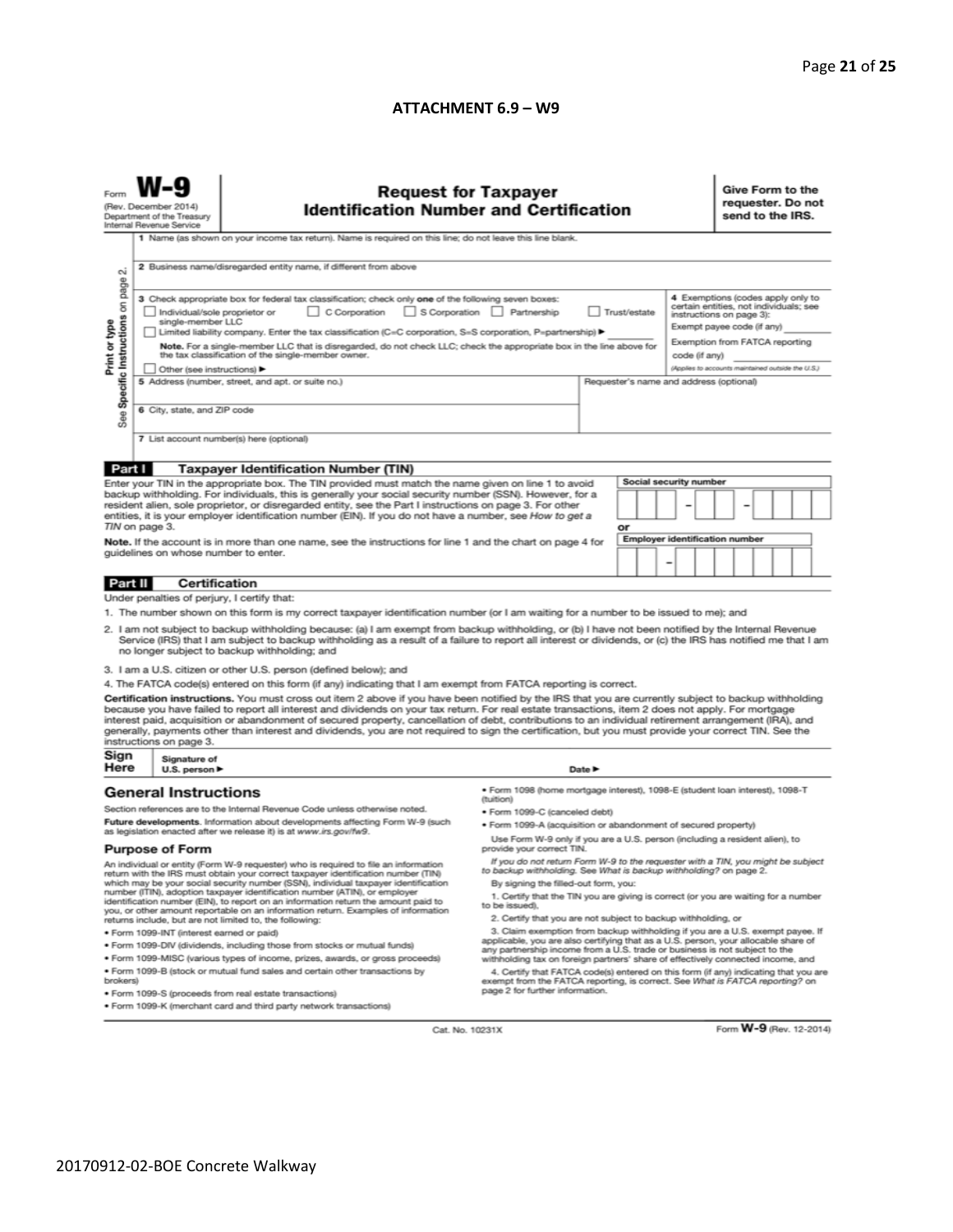## ATTACHMENT 6.9 – W9

Form **W-9**
(Rev. December 2014)
Department of the Treasury
Internal Revenue Service

# Request for Taxpayer Identification Number and Certification

**Give Form to the requester. Do not send to the IRS.**

**Print or type**
**See Specific Instructions on page 2.**

1 Name (as shown on your income tax return). Name is required on this line; do not leave this line blank.

2 Business name/disregarded entity name, if different from above

3 Check appropriate box for federal tax classification; check only **one** of the following seven boxes:

☐ Individual/sole proprietor or single-member LLC ☐ C Corporation ☐ S Corporation ☐ Partnership ☐ Trust/estate

☐ Limited liability company. Enter the tax classification (C=C corporation, S=S corporation, P=partnership) ► ________

**Note.** For a single-member LLC that is disregarded, do not check LLC; check the appropriate box in the line above for the tax classification of the single-member owner.

☐ Other (see instructions) ►

4 Exemptions (codes apply only to certain entities, not individuals; see instructions on page 3):

Exempt payee code (if any) ________

Exemption from FATCA reporting code (if any) ________

*(Applies to accounts maintained outside the U.S.)*

5 Address (number, street, and apt. or suite no.)

Requester's name and address (optional)

6 City, state, and ZIP code

7 List account number(s) here (optional)

**Part I Taxpayer Identification Number (TIN)**

Enter your TIN in the appropriate box. The TIN provided must match the name given on line 1 to avoid backup withholding. For individuals, this is generally your social security number (SSN). However, for a resident alien, sole proprietor, or disregarded entity, see the Part I instructions on page 3. For other entities, it is your employer identification number (EIN). If you do not have a number, see *How to get a TIN* on page 3.

**Note.** If the account is in more than one name, see the instructions for line 1 and the chart on page 4 for guidelines on whose number to enter.

**Social security number**

☐☐☐ – ☐☐ – ☐☐☐☐

**or**

**Employer identification number**

☐☐ – ☐☐☐☐☐☐☐

**Part II Certification**

Under penalties of perjury, I certify that:

1. The number shown on this form is my correct taxpayer identification number (or I am waiting for a number to be issued to me); and
2. I am not subject to backup withholding because: (a) I am exempt from backup withholding, or (b) I have not been notified by the Internal Revenue Service (IRS) that I am subject to backup withholding as a result of a failure to report all interest or dividends, or (c) the IRS has notified me that I am no longer subject to backup withholding; and
3. I am a U.S. citizen or other U.S. person (defined below); and
4. The FATCA code(s) entered on this form (if any) indicating that I am exempt from FATCA reporting is correct.

**Certification instructions.** You must cross out item 2 above if you have been notified by the IRS that you are currently subject to backup withholding because you have failed to report all interest and dividends on your tax return. For real estate transactions, item 2 does not apply. For mortgage interest paid, acquisition or abandonment of secured property, cancellation of debt, contributions to an individual retirement arrangement (IRA), and generally, payments other than interest and dividends, you are not required to sign the certification, but you must provide your correct TIN. See the instructions on page 3.

**Sign Here** Signature of U.S. person ► Date ►

## General Instructions

Section references are to the Internal Revenue Code unless otherwise noted.

**Future developments.** Information about developments affecting Form W-9 (such as legislation enacted after we release it) is at *www.irs.gov/fw9*.

### Purpose of Form

An individual or entity (Form W-9 requester) who is required to file an information return with the IRS must obtain your correct taxpayer identification number (TIN) which may be your social security number (SSN), individual taxpayer identification number (ITIN), adoption taxpayer identification number (ATIN), or employer identification number (EIN), to report on an information return the amount paid to you, or other amount reportable on an information return. Examples of information returns include, but are not limited to, the following:

- Form 1099-INT (interest earned or paid)
- Form 1099-DIV (dividends, including those from stocks or mutual funds)
- Form 1099-MISC (various types of income, prizes, awards, or gross proceeds)
- Form 1099-B (stock or mutual fund sales and certain other transactions by brokers)
- Form 1099-S (proceeds from real estate transactions)
- Form 1099-K (merchant card and third party network transactions)
- Form 1098 (home mortgage interest), 1098-E (student loan interest), 1098-T (tuition)
- Form 1099-C (canceled debt)
- Form 1099-A (acquisition or abandonment of secured property)

Use Form W-9 only if you are a U.S. person (including a resident alien), to provide your correct TIN.

*If you do not return Form W-9 to the requester with a TIN, you might be subject to backup withholding. See What is backup withholding? on page 2.*

By signing the filled-out form, you:

1. Certify that the TIN you are giving is correct (or you are waiting for a number to be issued),
2. Certify that you are not subject to backup withholding, or
3. Claim exemption from backup withholding if you are a U.S. exempt payee. If applicable, you are also certifying that as a U.S. person, your allocable share of any partnership income from a U.S. trade or business is not subject to the withholding tax on foreign partners' share of effectively connected income, and
4. Certify that FATCA code(s) entered on this form (if any) indicating that you are exempt from the FATCA reporting, is correct. See *What is FATCA reporting?* on page 2 for further information.

Cat. No. 10231X

Form **W-9** (Rev. 12-2014)

20170912-02-BOE Concrete Walkway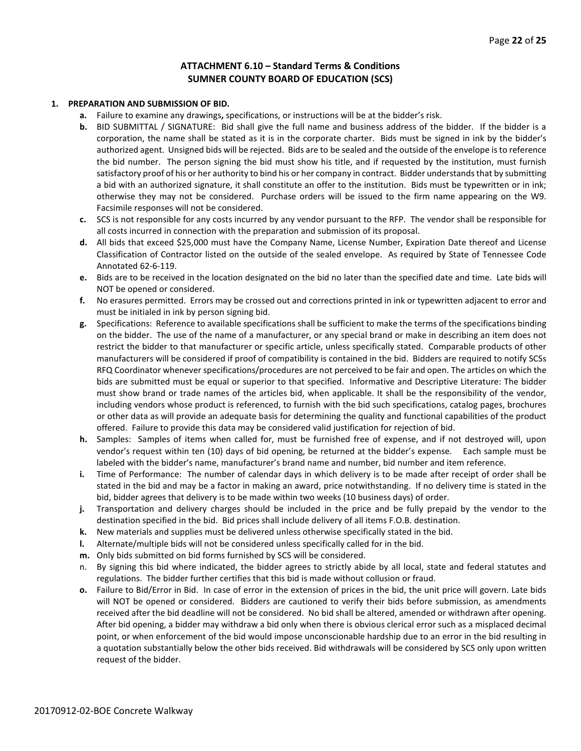## ATTACHMENT 6.10 – Standard Terms & Conditions
## SUMNER COUNTY BOARD OF EDUCATION (SCS)

**1. PREPARATION AND SUBMISSION OF BID.**

- **a.** Failure to examine any drawings**,** specifications, or instructions will be at the bidder's risk.
- **b.** BID SUBMITTAL / SIGNATURE: Bid shall give the full name and business address of the bidder. If the bidder is a corporation, the name shall be stated as it is in the corporate charter. Bids must be signed in ink by the bidder's authorized agent. Unsigned bids will be rejected. Bids are to be sealed and the outside of the envelope is to reference the bid number. The person signing the bid must show his title, and if requested by the institution, must furnish satisfactory proof of his or her authority to bind his or her company in contract. Bidder understands that by submitting a bid with an authorized signature, it shall constitute an offer to the institution. Bids must be typewritten or in ink; otherwise they may not be considered. Purchase orders will be issued to the firm name appearing on the W9. Facsimile responses will not be considered.
- **c.** SCS is not responsible for any costs incurred by any vendor pursuant to the RFP. The vendor shall be responsible for all costs incurred in connection with the preparation and submission of its proposal.
- **d.** All bids that exceed $25,000 must have the Company Name, License Number, Expiration Date thereof and License Classification of Contractor listed on the outside of the sealed envelope. As required by State of Tennessee Code Annotated 62-6-119.
- **e.** Bids are to be received in the location designated on the bid no later than the specified date and time. Late bids will NOT be opened or considered.
- **f.** No erasures permitted. Errors may be crossed out and corrections printed in ink or typewritten adjacent to error and must be initialed in ink by person signing bid.
- **g.** Specifications: Reference to available specifications shall be sufficient to make the terms of the specifications binding on the bidder. The use of the name of a manufacturer, or any special brand or make in describing an item does not restrict the bidder to that manufacturer or specific article, unless specifically stated. Comparable products of other manufacturers will be considered if proof of compatibility is contained in the bid. Bidders are required to notify SCSs RFQ Coordinator whenever specifications/procedures are not perceived to be fair and open. The articles on which the bids are submitted must be equal or superior to that specified. Informative and Descriptive Literature: The bidder must show brand or trade names of the articles bid, when applicable. It shall be the responsibility of the vendor, including vendors whose product is referenced, to furnish with the bid such specifications, catalog pages, brochures or other data as will provide an adequate basis for determining the quality and functional capabilities of the product offered. Failure to provide this data may be considered valid justification for rejection of bid.
- **h.** Samples: Samples of items when called for, must be furnished free of expense, and if not destroyed will, upon vendor's request within ten (10) days of bid opening, be returned at the bidder's expense. Each sample must be labeled with the bidder's name, manufacturer's brand name and number, bid number and item reference.
- **i.** Time of Performance: The number of calendar days in which delivery is to be made after receipt of order shall be stated in the bid and may be a factor in making an award, price notwithstanding. If no delivery time is stated in the bid, bidder agrees that delivery is to be made within two weeks (10 business days) of order.
- **j.** Transportation and delivery charges should be included in the price and be fully prepaid by the vendor to the destination specified in the bid. Bid prices shall include delivery of all items F.O.B. destination.
- **k.** New materials and supplies must be delivered unless otherwise specifically stated in the bid.
- **l.** Alternate/multiple bids will not be considered unless specifically called for in the bid.
- **m.** Only bids submitted on bid forms furnished by SCS will be considered.
- n. By signing this bid where indicated, the bidder agrees to strictly abide by all local, state and federal statutes and regulations. The bidder further certifies that this bid is made without collusion or fraud.
- **o.** Failure to Bid/Error in Bid. In case of error in the extension of prices in the bid, the unit price will govern. Late bids will NOT be opened or considered. Bidders are cautioned to verify their bids before submission, as amendments received after the bid deadline will not be considered. No bid shall be altered, amended or withdrawn after opening. After bid opening, a bidder may withdraw a bid only when there is obvious clerical error such as a misplaced decimal point, or when enforcement of the bid would impose unconscionable hardship due to an error in the bid resulting in a quotation substantially below the other bids received. Bid withdrawals will be considered by SCS only upon written request of the bidder.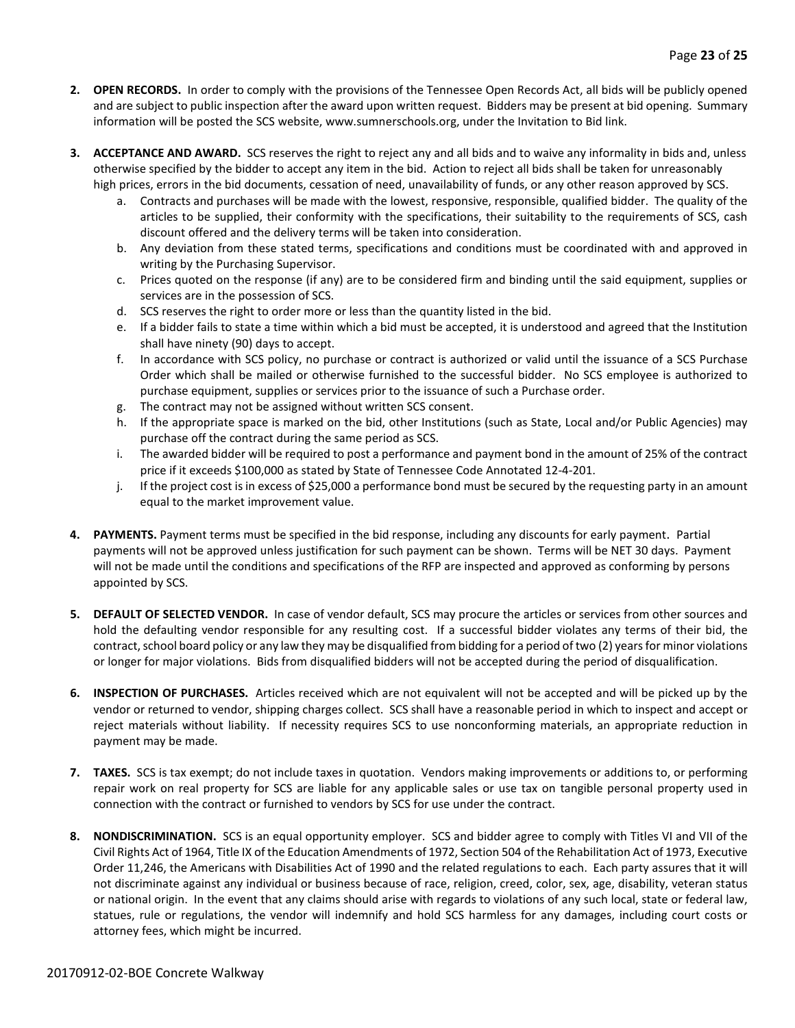2. **OPEN RECORDS.** In order to comply with the provisions of the Tennessee Open Records Act, all bids will be publicly opened and are subject to public inspection after the award upon written request. Bidders may be present at bid opening. Summary information will be posted the SCS website, www.sumnerschools.org, under the Invitation to Bid link.

3. **ACCEPTANCE AND AWARD.** SCS reserves the right to reject any and all bids and to waive any informality in bids and, unless otherwise specified by the bidder to accept any item in the bid. Action to reject all bids shall be taken for unreasonably high prices, errors in the bid documents, cessation of need, unavailability of funds, or any other reason approved by SCS.
    a. Contracts and purchases will be made with the lowest, responsive, responsible, qualified bidder. The quality of the articles to be supplied, their conformity with the specifications, their suitability to the requirements of SCS, cash discount offered and the delivery terms will be taken into consideration.
    b. Any deviation from these stated terms, specifications and conditions must be coordinated with and approved in writing by the Purchasing Supervisor.
    c. Prices quoted on the response (if any) are to be considered firm and binding until the said equipment, supplies or services are in the possession of SCS.
    d. SCS reserves the right to order more or less than the quantity listed in the bid.
    e. If a bidder fails to state a time within which a bid must be accepted, it is understood and agreed that the Institution shall have ninety (90) days to accept.
    f. In accordance with SCS policy, no purchase or contract is authorized or valid until the issuance of a SCS Purchase Order which shall be mailed or otherwise furnished to the successful bidder. No SCS employee is authorized to purchase equipment, supplies or services prior to the issuance of such a Purchase order.
    g. The contract may not be assigned without written SCS consent.
    h. If the appropriate space is marked on the bid, other Institutions (such as State, Local and/or Public Agencies) may purchase off the contract during the same period as SCS.
    i. The awarded bidder will be required to post a performance and payment bond in the amount of 25% of the contract price if it exceeds $100,000 as stated by State of Tennessee Code Annotated 12-4-201.
    j. If the project cost is in excess of $25,000 a performance bond must be secured by the requesting party in an amount equal to the market improvement value.

4. **PAYMENTS.** Payment terms must be specified in the bid response, including any discounts for early payment. Partial payments will not be approved unless justification for such payment can be shown. Terms will be NET 30 days. Payment will not be made until the conditions and specifications of the RFP are inspected and approved as conforming by persons appointed by SCS.

5. **DEFAULT OF SELECTED VENDOR.** In case of vendor default, SCS may procure the articles or services from other sources and hold the defaulting vendor responsible for any resulting cost. If a successful bidder violates any terms of their bid, the contract, school board policy or any law they may be disqualified from bidding for a period of two (2) years for minor violations or longer for major violations. Bids from disqualified bidders will not be accepted during the period of disqualification.

6. **INSPECTION OF PURCHASES.** Articles received which are not equivalent will not be accepted and will be picked up by the vendor or returned to vendor, shipping charges collect. SCS shall have a reasonable period in which to inspect and accept or reject materials without liability. If necessity requires SCS to use nonconforming materials, an appropriate reduction in payment may be made.

7. **TAXES.** SCS is tax exempt; do not include taxes in quotation. Vendors making improvements or additions to, or performing repair work on real property for SCS are liable for any applicable sales or use tax on tangible personal property used in connection with the contract or furnished to vendors by SCS for use under the contract.

8. **NONDISCRIMINATION.** SCS is an equal opportunity employer. SCS and bidder agree to comply with Titles VI and VII of the Civil Rights Act of 1964, Title IX of the Education Amendments of 1972, Section 504 of the Rehabilitation Act of 1973, Executive Order 11,246, the Americans with Disabilities Act of 1990 and the related regulations to each. Each party assures that it will not discriminate against any individual or business because of race, religion, creed, color, sex, age, disability, veteran status or national origin. In the event that any claims should arise with regards to violations of any such local, state or federal law, statues, rule or regulations, the vendor will indemnify and hold SCS harmless for any damages, including court costs or attorney fees, which might be incurred.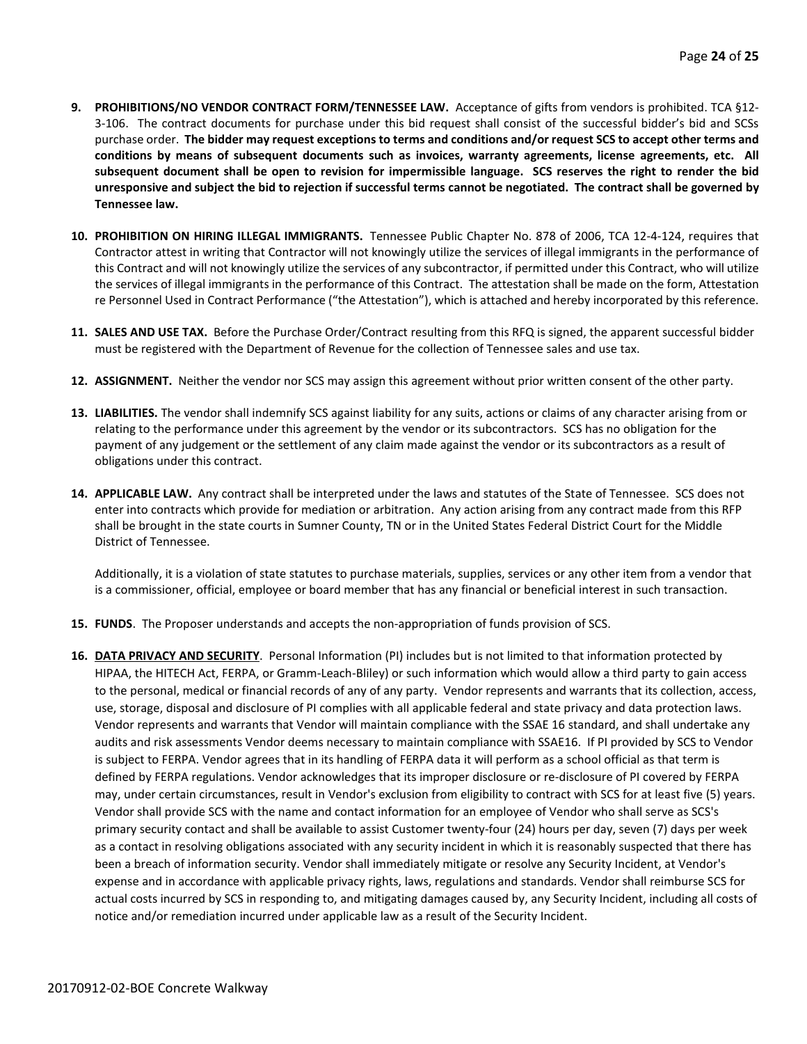9. **PROHIBITIONS/NO VENDOR CONTRACT FORM/TENNESSEE LAW.** Acceptance of gifts from vendors is prohibited. TCA §12-3-106. The contract documents for purchase under this bid request shall consist of the successful bidder's bid and SCSs purchase order. **The bidder may request exceptions to terms and conditions and/or request SCS to accept other terms and conditions by means of subsequent documents such as invoices, warranty agreements, license agreements, etc. All subsequent document shall be open to revision for impermissible language. SCS reserves the right to render the bid unresponsive and subject the bid to rejection if successful terms cannot be negotiated. The contract shall be governed by Tennessee law.**

10. **PROHIBITION ON HIRING ILLEGAL IMMIGRANTS.** Tennessee Public Chapter No. 878 of 2006, TCA 12-4-124, requires that Contractor attest in writing that Contractor will not knowingly utilize the services of illegal immigrants in the performance of this Contract and will not knowingly utilize the services of any subcontractor, if permitted under this Contract, who will utilize the services of illegal immigrants in the performance of this Contract. The attestation shall be made on the form, Attestation re Personnel Used in Contract Performance ("the Attestation"), which is attached and hereby incorporated by this reference.

11. **SALES AND USE TAX.** Before the Purchase Order/Contract resulting from this RFQ is signed, the apparent successful bidder must be registered with the Department of Revenue for the collection of Tennessee sales and use tax.

12. **ASSIGNMENT.** Neither the vendor nor SCS may assign this agreement without prior written consent of the other party.

13. **LIABILITIES.** The vendor shall indemnify SCS against liability for any suits, actions or claims of any character arising from or relating to the performance under this agreement by the vendor or its subcontractors. SCS has no obligation for the payment of any judgement or the settlement of any claim made against the vendor or its subcontractors as a result of obligations under this contract.

14. **APPLICABLE LAW.** Any contract shall be interpreted under the laws and statutes of the State of Tennessee. SCS does not enter into contracts which provide for mediation or arbitration. Any action arising from any contract made from this RFP shall be brought in the state courts in Sumner County, TN or in the United States Federal District Court for the Middle District of Tennessee.

    Additionally, it is a violation of state statutes to purchase materials, supplies, services or any other item from a vendor that is a commissioner, official, employee or board member that has any financial or beneficial interest in such transaction.

15. **FUNDS**. The Proposer understands and accepts the non-appropriation of funds provision of SCS.

16. **DATA PRIVACY AND SECURITY**. Personal Information (PI) includes but is not limited to that information protected by HIPAA, the HITECH Act, FERPA, or Gramm-Leach-Bliley) or such information which would allow a third party to gain access to the personal, medical or financial records of any of any party. Vendor represents and warrants that its collection, access, use, storage, disposal and disclosure of PI complies with all applicable federal and state privacy and data protection laws. Vendor represents and warrants that Vendor will maintain compliance with the SSAE 16 standard, and shall undertake any audits and risk assessments Vendor deems necessary to maintain compliance with SSAE16. If PI provided by SCS to Vendor is subject to FERPA. Vendor agrees that in its handling of FERPA data it will perform as a school official as that term is defined by FERPA regulations. Vendor acknowledges that its improper disclosure or re-disclosure of PI covered by FERPA may, under certain circumstances, result in Vendor's exclusion from eligibility to contract with SCS for at least five (5) years. Vendor shall provide SCS with the name and contact information for an employee of Vendor who shall serve as SCS's primary security contact and shall be available to assist Customer twenty-four (24) hours per day, seven (7) days per week as a contact in resolving obligations associated with any security incident in which it is reasonably suspected that there has been a breach of information security. Vendor shall immediately mitigate or resolve any Security Incident, at Vendor's expense and in accordance with applicable privacy rights, laws, regulations and standards. Vendor shall reimburse SCS for actual costs incurred by SCS in responding to, and mitigating damages caused by, any Security Incident, including all costs of notice and/or remediation incurred under applicable law as a result of the Security Incident.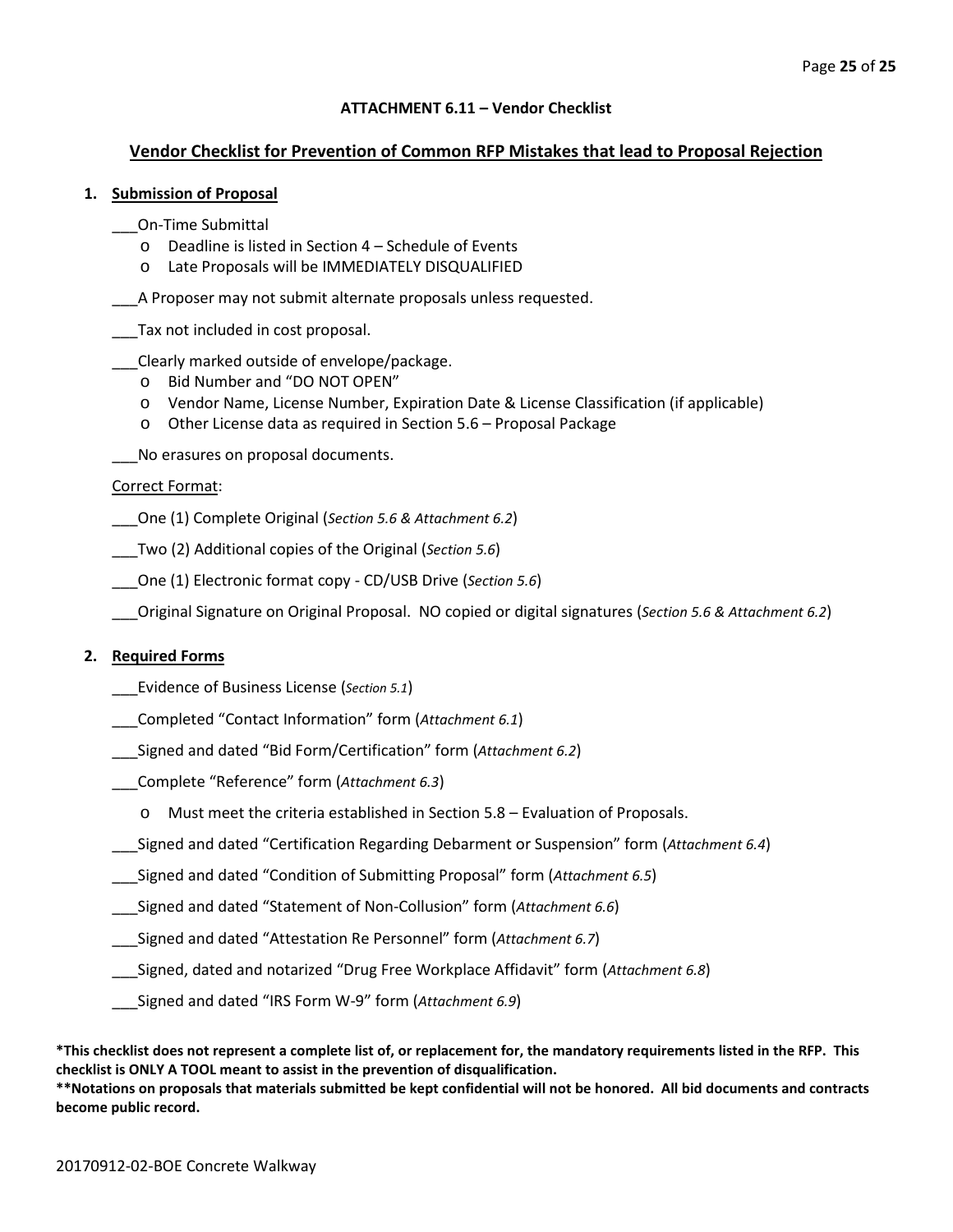**ATTACHMENT 6.11 – Vendor Checklist**

## Vendor Checklist for Prevention of Common RFP Mistakes that lead to Proposal Rejection

1. **Submission of Proposal**

___On-Time Submittal
- o Deadline is listed in Section 4 – Schedule of Events
- o Late Proposals will be IMMEDIATELY DISQUALIFIED

___A Proposer may not submit alternate proposals unless requested.

___Tax not included in cost proposal.

___Clearly marked outside of envelope/package.
- o Bid Number and "DO NOT OPEN"
- o Vendor Name, License Number, Expiration Date & License Classification (if applicable)
- o Other License data as required in Section 5.6 – Proposal Package

___No erasures on proposal documents.

Correct Format:

___One (1) Complete Original (*Section 5.6 & Attachment 6.2*)

___Two (2) Additional copies of the Original (*Section 5.6*)

___One (1) Electronic format copy - CD/USB Drive (*Section 5.6*)

___Original Signature on Original Proposal. NO copied or digital signatures (*Section 5.6 & Attachment 6.2*)

2. **Required Forms**

___Evidence of Business License (*Section 5.1*)

___Completed "Contact Information" form (*Attachment 6.1*)

___Signed and dated "Bid Form/Certification" form (*Attachment 6.2*)

___Complete "Reference" form (*Attachment 6.3*)
- o Must meet the criteria established in Section 5.8 – Evaluation of Proposals.

___Signed and dated "Certification Regarding Debarment or Suspension" form (*Attachment 6.4*)

___Signed and dated "Condition of Submitting Proposal" form (*Attachment 6.5*)

___Signed and dated "Statement of Non-Collusion" form (*Attachment 6.6*)

___Signed and dated "Attestation Re Personnel" form (*Attachment 6.7*)

___Signed, dated and notarized "Drug Free Workplace Affidavit" form (*Attachment 6.8*)

___Signed and dated "IRS Form W-9" form (*Attachment 6.9*)

***This checklist does not represent a complete list of, or replacement for, the mandatory requirements listed in the RFP. This checklist is ONLY A TOOL meant to assist in the prevention of disqualification.**

****Notations on proposals that materials submitted be kept confidential will not be honored. All bid documents and contracts become public record.**

20170912-02-BOE Concrete Walkway